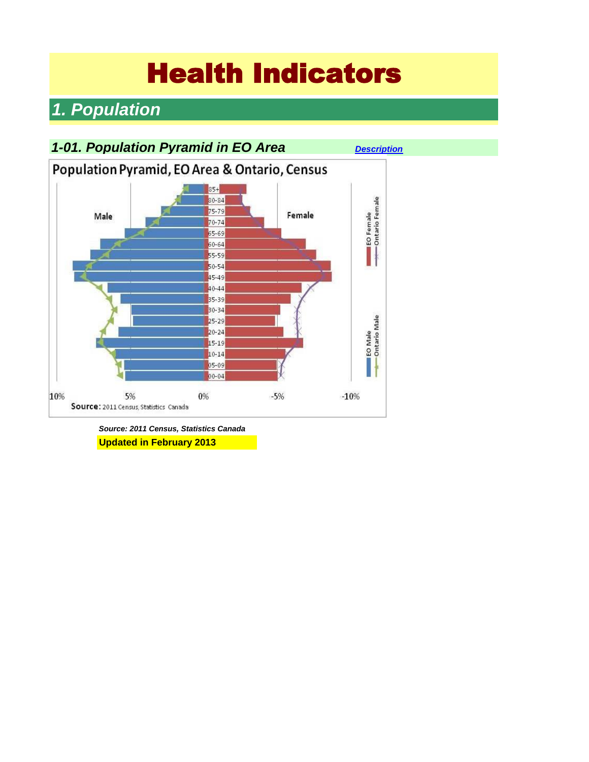# Health Indicators

## 1. Population

### 1-01. Population Pyramid in EO Area

[Description]

Population Pyramid, EO Area & Ontario, Census

Male

Female

85+
80-84
75-79
70-74
65-69
60-64
55-59
50-54
45-49
40-44
35-39
30-34
25-29
20-24
15-19
10-14
05-09
00-04

EO Female
Ontario Female

EO Male
Ontario Male

10% 5% 0% -5% -10%

Source: 2011 Census, Statistics Canada

*Source: 2011 Census, Statistics Canada*

**Updated in February 2013**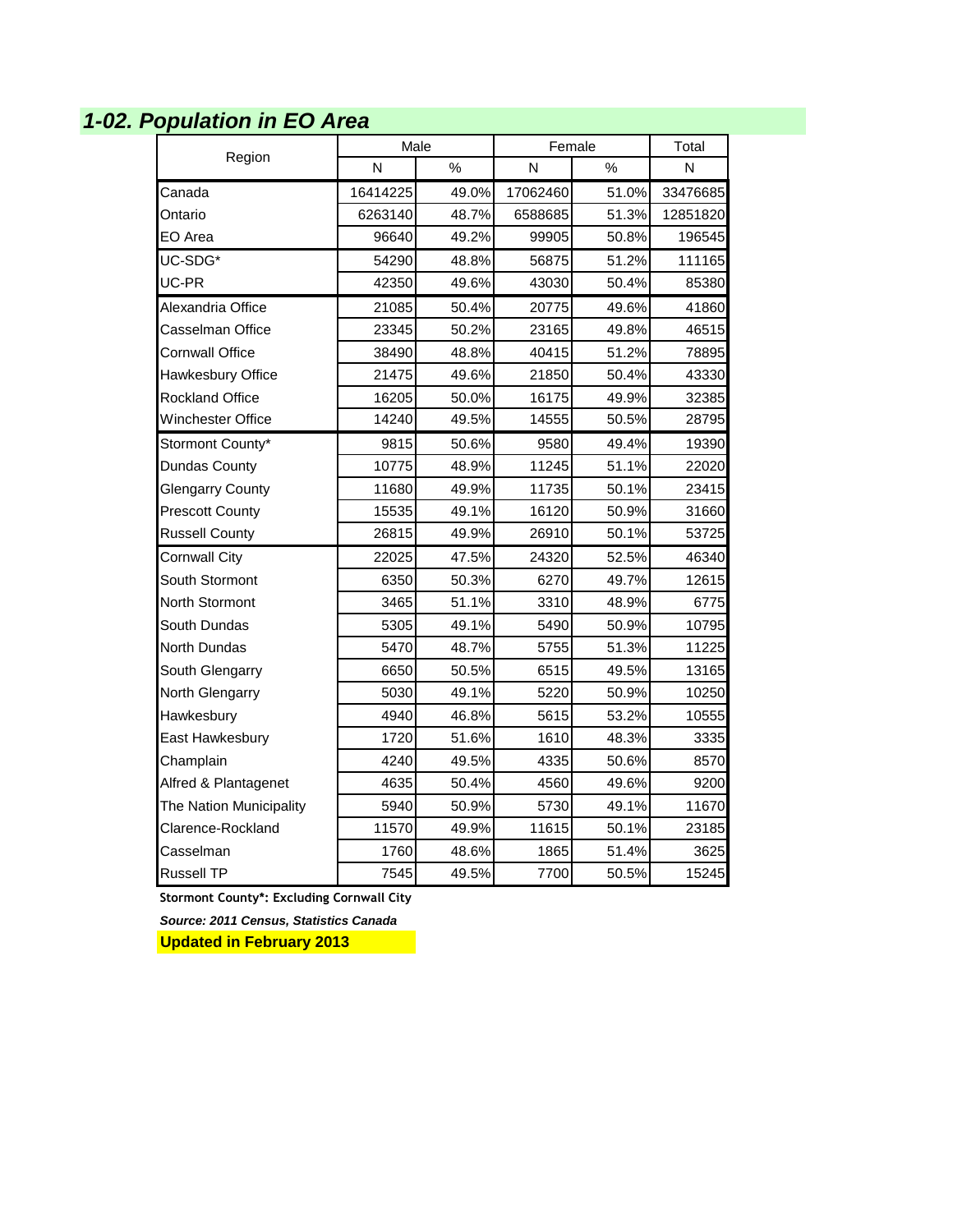## *1-02. Population in EO Area*

| Region | Male | | Female | | Total |
|---|---|---|---|---|---|
| | N | % | N | % | N |
| Canada | 16414225 | 49.0% | 17062460 | 51.0% | 33476685 |
| Ontario | 6263140 | 48.7% | 6588685 | 51.3% | 12851820 |
| EO Area | 96640 | 49.2% | 99905 | 50.8% | 196545 |
| UC-SDG* | 54290 | 48.8% | 56875 | 51.2% | 111165 |
| UC-PR | 42350 | 49.6% | 43030 | 50.4% | 85380 |
| Alexandria Office | 21085 | 50.4% | 20775 | 49.6% | 41860 |
| Casselman Office | 23345 | 50.2% | 23165 | 49.8% | 46515 |
| Cornwall Office | 38490 | 48.8% | 40415 | 51.2% | 78895 |
| Hawkesbury Office | 21475 | 49.6% | 21850 | 50.4% | 43330 |
| Rockland Office | 16205 | 50.0% | 16175 | 49.9% | 32385 |
| Winchester Office | 14240 | 49.5% | 14555 | 50.5% | 28795 |
| Stormont County* | 9815 | 50.6% | 9580 | 49.4% | 19390 |
| Dundas County | 10775 | 48.9% | 11245 | 51.1% | 22020 |
| Glengarry County | 11680 | 49.9% | 11735 | 50.1% | 23415 |
| Prescott County | 15535 | 49.1% | 16120 | 50.9% | 31660 |
| Russell County | 26815 | 49.9% | 26910 | 50.1% | 53725 |
| Cornwall City | 22025 | 47.5% | 24320 | 52.5% | 46340 |
| South Stormont | 6350 | 50.3% | 6270 | 49.7% | 12615 |
| North Stormont | 3465 | 51.1% | 3310 | 48.9% | 6775 |
| South Dundas | 5305 | 49.1% | 5490 | 50.9% | 10795 |
| North Dundas | 5470 | 48.7% | 5755 | 51.3% | 11225 |
| South Glengarry | 6650 | 50.5% | 6515 | 49.5% | 13165 |
| North Glengarry | 5030 | 49.1% | 5220 | 50.9% | 10250 |
| Hawkesbury | 4940 | 46.8% | 5615 | 53.2% | 10555 |
| East Hawkesbury | 1720 | 51.6% | 1610 | 48.3% | 3335 |
| Champlain | 4240 | 49.5% | 4335 | 50.6% | 8570 |
| Alfred & Plantagenet | 4635 | 50.4% | 4560 | 49.6% | 9200 |
| The Nation Municipality | 5940 | 50.9% | 5730 | 49.1% | 11670 |
| Clarence-Rockland | 11570 | 49.9% | 11615 | 50.1% | 23185 |
| Casselman | 1760 | 48.6% | 1865 | 51.4% | 3625 |
| Russell TP | 7545 | 49.5% | 7700 | 50.5% | 15245 |

**Stormont County*: Excluding Cornwall City**

***Source: 2011 Census, Statistics Canada***

**Updated in February 2013**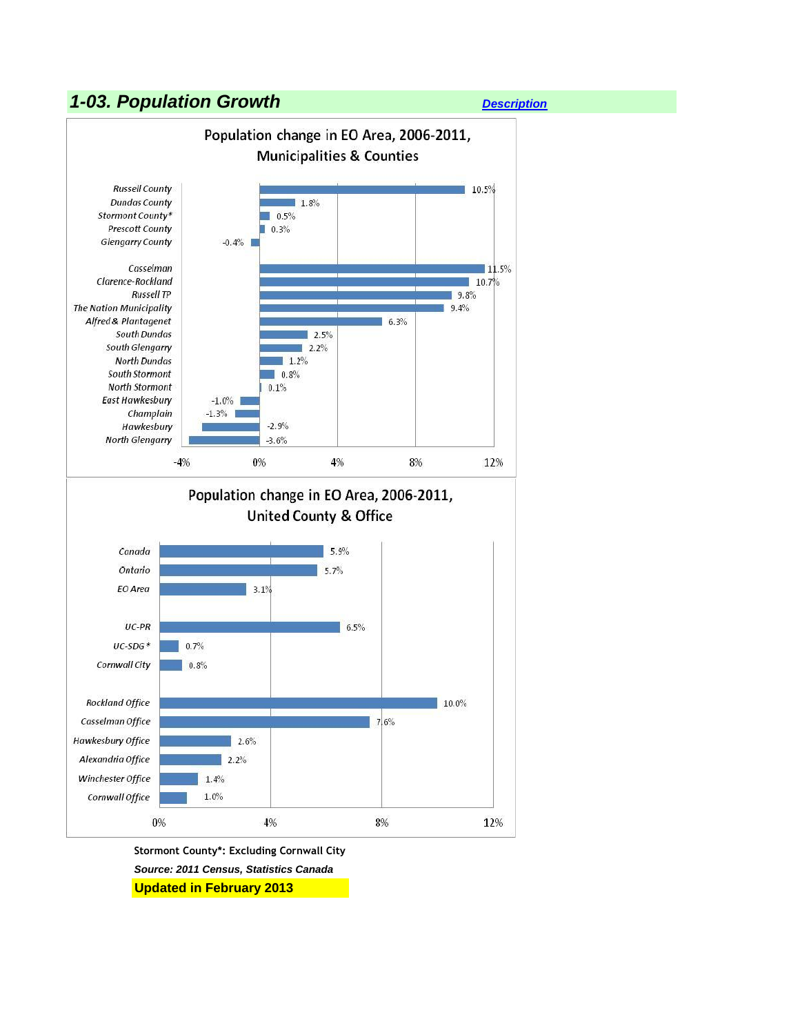## 1-03. Population Growth

[Description]

**Population change in EO Area, 2006-2011, Municipalities & Counties**

| Area | Change |
|---|---|
| Russell County | 10.5% |
| Dundas County | 1.8% |
| Stormont County* | 0.5% |
| Prescott County | 0.3% |
| Glengarry County | -0.4% |
| Casselman | 11.5% |
| Clarence-Rockland | 10.7% |
| Russell TP | 9.8% |
| The Nation Municipality | 9.4% |
| Alfred & Plantagenet | 6.3% |
| South Dundas | 2.5% |
| South Glengarry | 2.2% |
| North Dundas | 1.2% |
| South Stormont | 0.8% |
| North Stormont | 0.1% |
| East Hawkesbury | -1.0% |
| Champlain | -1.3% |
| Hawkesbury | -2.9% |
| North Glengarry | -3.6% |

**Population change in EO Area, 2006-2011, United County & Office**

| Area | Change |
|---|---|
| Canada | 5.9% |
| Ontario | 5.7% |
| EO Area | 3.1% |
| UC-PR | 6.5% |
| UC-SDG* | 0.7% |
| Cornwall City | 0.8% |
| Rockland Office | 10.0% |
| Casselman Office | 7.6% |
| Hawkesbury Office | 2.6% |
| Alexandria Office | 2.2% |
| Winchester Office | 1.4% |
| Cornwall Office | 1.0% |

**Stormont County*: Excluding Cornwall City**

***Source: 2011 Census, Statistics Canada***

**Updated in February 2013**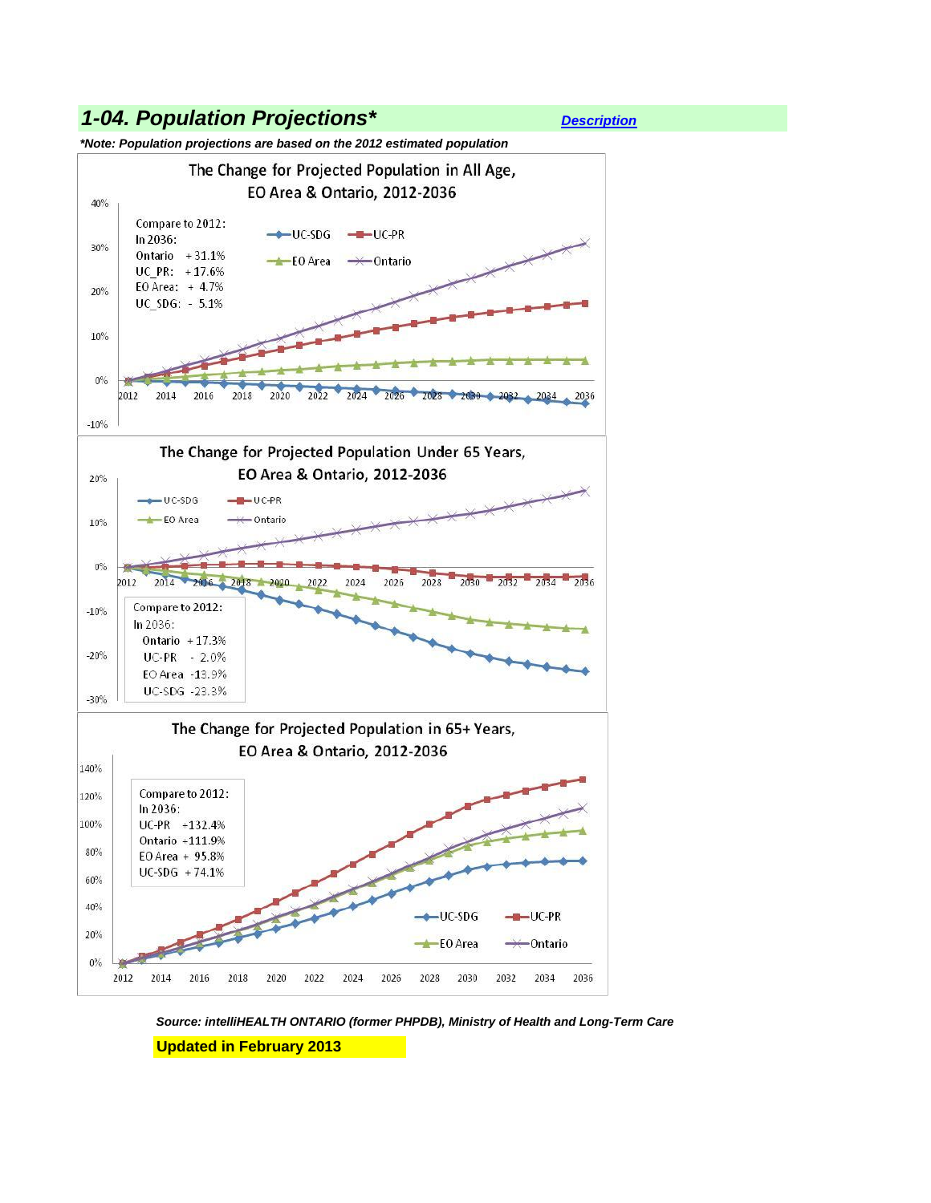## 1-04. Population Projections*

Description

***Note: Population projections are based on the 2012 estimated population***

The Change for Projected Population in All Age, EO Area & Ontario, 2012-2036

Compare to 2012:
In 2036:
Ontario +31.1%
UC_PR: +17.6%
EO Area: + 4.7%
UC_SDG: - 5.1%

The Change for Projected Population Under 65 Years, EO Area & Ontario, 2012-2036

Compare to 2012:
In 2036:
Ontario +17.3%
UC-PR - 2.0%
EO Area -13.9%
UC-SDG -23.3%

The Change for Projected Population in 65+ Years, EO Area & Ontario, 2012-2036

Compare to 2012:
In 2036:
UC-PR +132.4%
Ontario +111.9%
EO Area + 95.8%
UC-SDG + 74.1%

***Source: intelliHEALTH ONTARIO (former PHPDB), Ministry of Health and Long-Term Care***

**Updated in February 2013**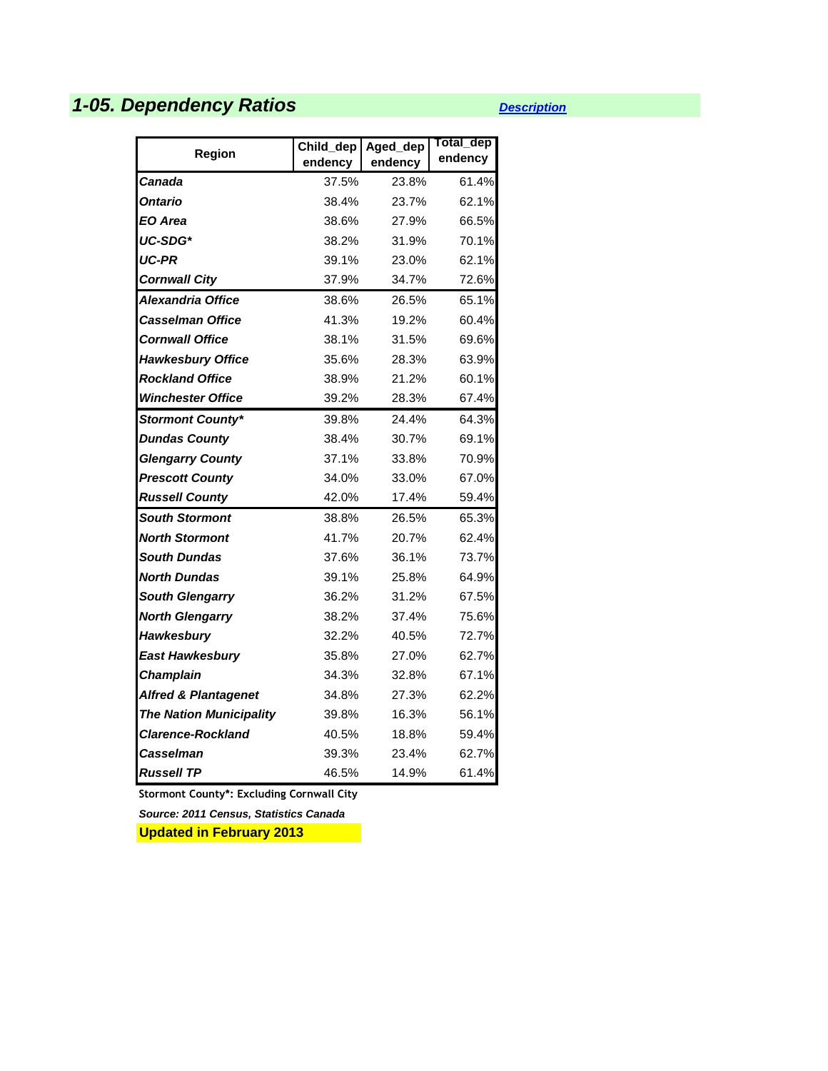# *1-05. Dependency Ratios*

*Description*

| Region | Child_dependency | Aged_dependency | Total_dependency |
|---|---|---|---|
| ***Canada*** | 37.5% | 23.8% | 61.4% |
| ***Ontario*** | 38.4% | 23.7% | 62.1% |
| ***EO Area*** | 38.6% | 27.9% | 66.5% |
| ***UC-SDG**** | 38.2% | 31.9% | 70.1% |
| ***UC-PR*** | 39.1% | 23.0% | 62.1% |
| ***Cornwall City*** | 37.9% | 34.7% | 72.6% |
| ***Alexandria Office*** | 38.6% | 26.5% | 65.1% |
| ***Casselman Office*** | 41.3% | 19.2% | 60.4% |
| ***Cornwall Office*** | 38.1% | 31.5% | 69.6% |
| ***Hawkesbury Office*** | 35.6% | 28.3% | 63.9% |
| ***Rockland Office*** | 38.9% | 21.2% | 60.1% |
| ***Winchester Office*** | 39.2% | 28.3% | 67.4% |
| ***Stormont County**** | 39.8% | 24.4% | 64.3% |
| ***Dundas County*** | 38.4% | 30.7% | 69.1% |
| ***Glengarry County*** | 37.1% | 33.8% | 70.9% |
| ***Prescott County*** | 34.0% | 33.0% | 67.0% |
| ***Russell County*** | 42.0% | 17.4% | 59.4% |
| ***South Stormont*** | 38.8% | 26.5% | 65.3% |
| ***North Stormont*** | 41.7% | 20.7% | 62.4% |
| ***South Dundas*** | 37.6% | 36.1% | 73.7% |
| ***North Dundas*** | 39.1% | 25.8% | 64.9% |
| ***South Glengarry*** | 36.2% | 31.2% | 67.5% |
| ***North Glengarry*** | 38.2% | 37.4% | 75.6% |
| ***Hawkesbury*** | 32.2% | 40.5% | 72.7% |
| ***East Hawkesbury*** | 35.8% | 27.0% | 62.7% |
| ***Champlain*** | 34.3% | 32.8% | 67.1% |
| ***Alfred & Plantagenet*** | 34.8% | 27.3% | 62.2% |
| ***The Nation Municipality*** | 39.8% | 16.3% | 56.1% |
| ***Clarence-Rockland*** | 40.5% | 18.8% | 59.4% |
| ***Casselman*** | 39.3% | 23.4% | 62.7% |
| ***Russell TP*** | 46.5% | 14.9% | 61.4% |

**Stormont County*: Excluding Cornwall City**

***Source: 2011 Census, Statistics Canada***

**Updated in February 2013**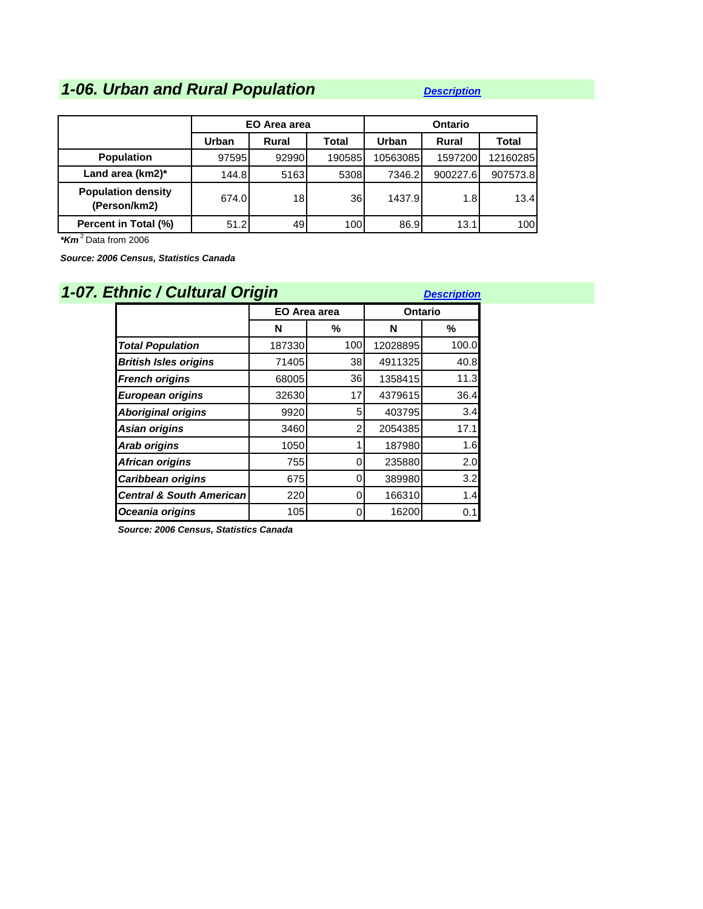## *1-06. Urban and Rural Population*

*Description*

| | EO Area area | | | Ontario | | |
|---|---|---|---|---|---|---|
| | Urban | Rural | Total | Urban | Rural | Total |
| **Population** | 97595 | 92990 | 190585 | 10563085 | 1597200 | 12160285 |
| **Land area (km2)*** | 144.8 | 5163 | 5308 | 7346.2 | 900227.6 | 907573.8 |
| **Population density (Person/km2)** | 674.0 | 18 | 36 | 1437.9 | 1.8 | 13.4 |
| **Percent in Total (%)** | 51.2 | 49 | 100 | 86.9 | 13.1 | 100 |

***Km** $^2$ Data from 2006

***Source: 2006 Census, Statistics Canada***

## *1-07. Ethnic / Cultural Origin*

*Description*

| | EO Area area | | Ontario | |
|---|---|---|---|---|
| | N | % | N | % |
| ***Total Population*** | 187330 | 100 | 12028895 | 100.0 |
| ***British Isles origins*** | 71405 | 38 | 4911325 | 40.8 |
| ***French origins*** | 68005 | 36 | 1358415 | 11.3 |
| ***European origins*** | 32630 | 17 | 4379615 | 36.4 |
| ***Aboriginal origins*** | 9920 | 5 | 403795 | 3.4 |
| ***Asian origins*** | 3460 | 2 | 2054385 | 17.1 |
| ***Arab origins*** | 1050 | 1 | 187980 | 1.6 |
| ***African origins*** | 755 | 0 | 235880 | 2.0 |
| ***Caribbean origins*** | 675 | 0 | 389980 | 3.2 |
| ***Central & South American*** | 220 | 0 | 166310 | 1.4 |
| ***Oceania origins*** | 105 | 0 | 16200 | 0.1 |

***Source: 2006 Census, Statistics Canada***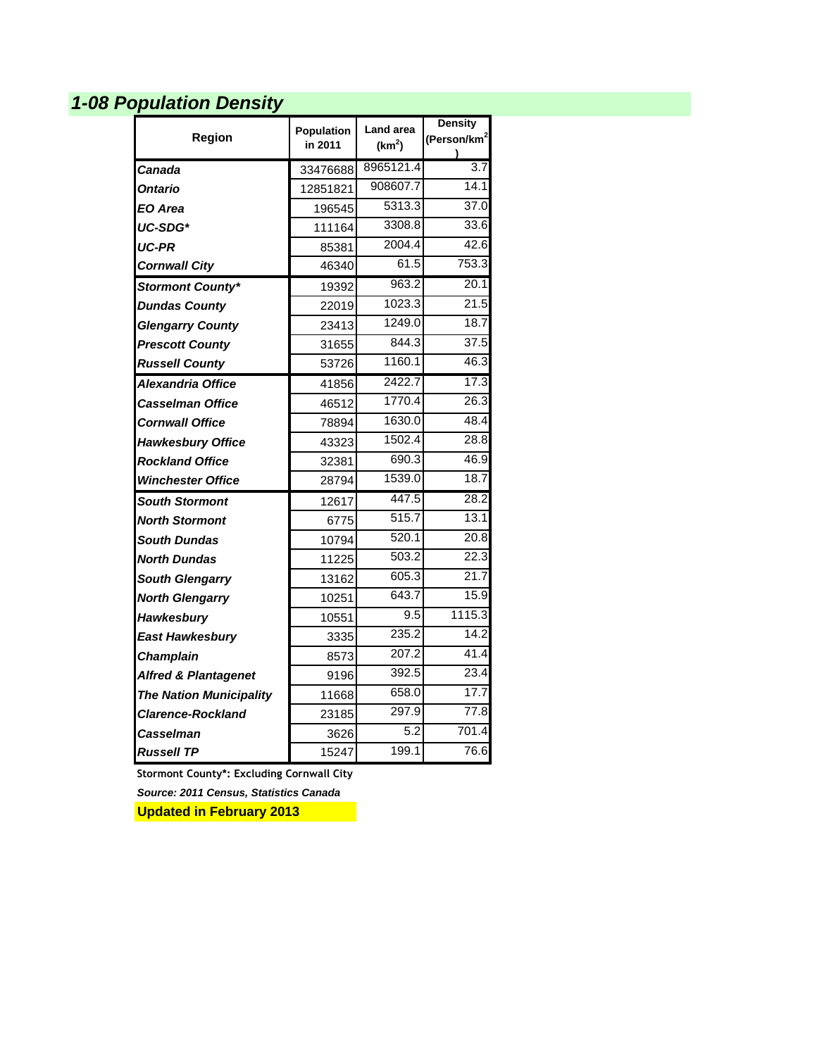# 1-08 Population Density

| Region | Population in 2011 | Land area ($km^2$) | Density (Person/$km^2$) |
|---|---|---|---|
| ***Canada*** | 33476688 | 8965121.4 | 3.7 |
| ***Ontario*** | 12851821 | 908607.7 | 14.1 |
| ***EO Area*** | 196545 | 5313.3 | 37.0 |
| ***UC-SDG**** | 111164 | 3308.8 | 33.6 |
| ***UC-PR*** | 85381 | 2004.4 | 42.6 |
| ***Cornwall City*** | 46340 | 61.5 | 753.3 |
| ***Stormont County**** | 19392 | 963.2 | 20.1 |
| ***Dundas County*** | 22019 | 1023.3 | 21.5 |
| ***Glengarry County*** | 23413 | 1249.0 | 18.7 |
| ***Prescott County*** | 31655 | 844.3 | 37.5 |
| ***Russell County*** | 53726 | 1160.1 | 46.3 |
| ***Alexandria Office*** | 41856 | 2422.7 | 17.3 |
| ***Casselman Office*** | 46512 | 1770.4 | 26.3 |
| ***Cornwall Office*** | 78894 | 1630.0 | 48.4 |
| ***Hawkesbury Office*** | 43323 | 1502.4 | 28.8 |
| ***Rockland Office*** | 32381 | 690.3 | 46.9 |
| ***Winchester Office*** | 28794 | 1539.0 | 18.7 |
| ***South Stormont*** | 12617 | 447.5 | 28.2 |
| ***North Stormont*** | 6775 | 515.7 | 13.1 |
| ***South Dundas*** | 10794 | 520.1 | 20.8 |
| ***North Dundas*** | 11225 | 503.2 | 22.3 |
| ***South Glengarry*** | 13162 | 605.3 | 21.7 |
| ***North Glengarry*** | 10251 | 643.7 | 15.9 |
| ***Hawkesbury*** | 10551 | 9.5 | 1115.3 |
| ***East Hawkesbury*** | 3335 | 235.2 | 14.2 |
| ***Champlain*** | 8573 | 207.2 | 41.4 |
| ***Alfred & Plantagenet*** | 9196 | 392.5 | 23.4 |
| ***The Nation Municipality*** | 11668 | 658.0 | 17.7 |
| ***Clarence-Rockland*** | 23185 | 297.9 | 77.8 |
| ***Casselman*** | 3626 | 5.2 | 701.4 |
| ***Russell TP*** | 15247 | 199.1 | 76.6 |

**Stormont County*: Excluding Cornwall City**

***Source: 2011 Census, Statistics Canada***

**Updated in February 2013**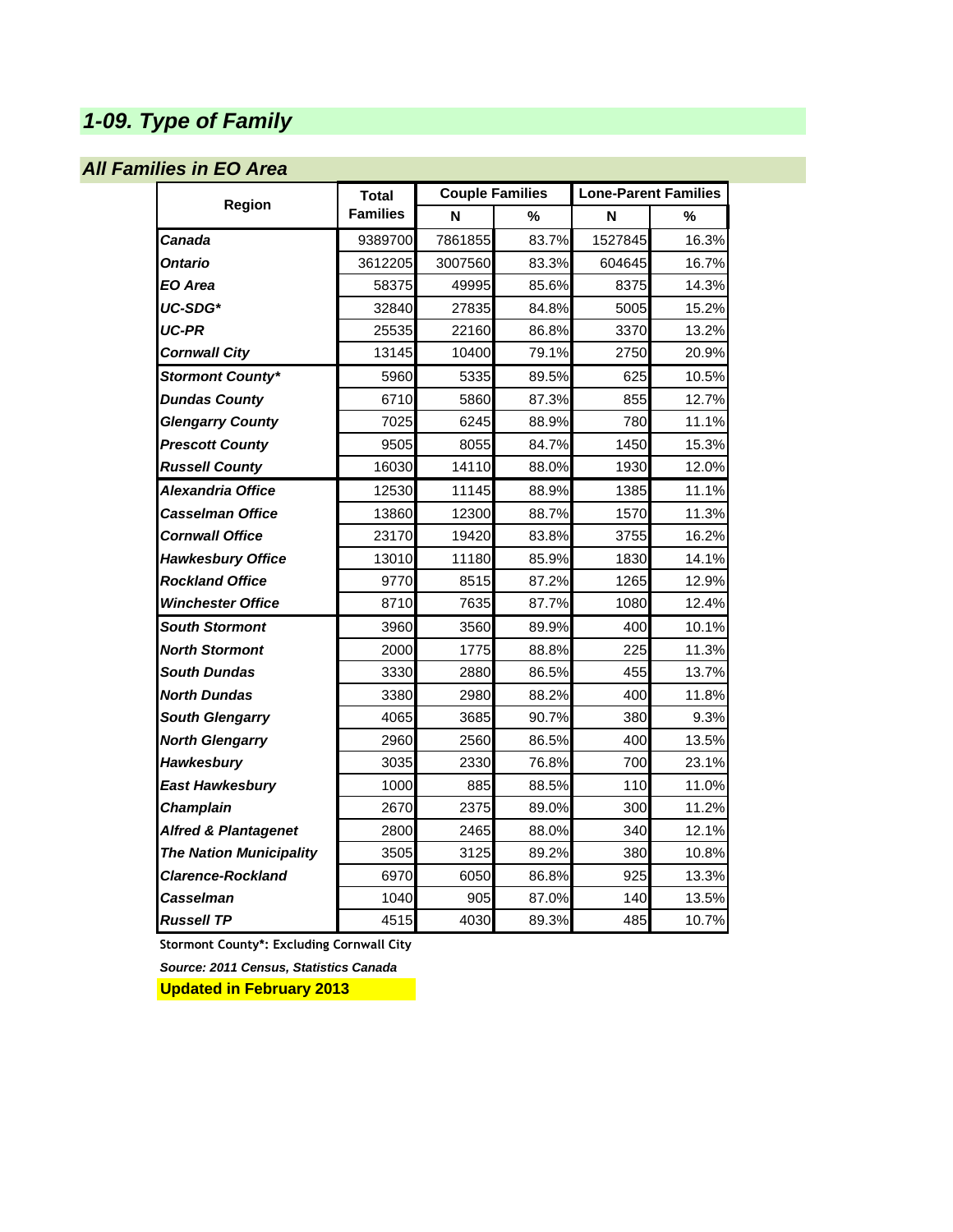# *1-09. Type of Family*

## *All Families in EO Area*

| Region | Total Families | Couple Families | | Lone-Parent Families | |
|---|---|---|---|---|---|
| | | N | % | N | % |
| ***Canada*** | 9389700 | 7861855 | 83.7% | 1527845 | 16.3% |
| ***Ontario*** | 3612205 | 3007560 | 83.3% | 604645 | 16.7% |
| ***EO Area*** | 58375 | 49995 | 85.6% | 8375 | 14.3% |
| ***UC-SDG**** | 32840 | 27835 | 84.8% | 5005 | 15.2% |
| ***UC-PR*** | 25535 | 22160 | 86.8% | 3370 | 13.2% |
| ***Cornwall City*** | 13145 | 10400 | 79.1% | 2750 | 20.9% |
| ***Stormont County**** | 5960 | 5335 | 89.5% | 625 | 10.5% |
| ***Dundas County*** | 6710 | 5860 | 87.3% | 855 | 12.7% |
| ***Glengarry County*** | 7025 | 6245 | 88.9% | 780 | 11.1% |
| ***Prescott County*** | 9505 | 8055 | 84.7% | 1450 | 15.3% |
| ***Russell County*** | 16030 | 14110 | 88.0% | 1930 | 12.0% |
| ***Alexandria Office*** | 12530 | 11145 | 88.9% | 1385 | 11.1% |
| ***Casselman Office*** | 13860 | 12300 | 88.7% | 1570 | 11.3% |
| ***Cornwall Office*** | 23170 | 19420 | 83.8% | 3755 | 16.2% |
| ***Hawkesbury Office*** | 13010 | 11180 | 85.9% | 1830 | 14.1% |
| ***Rockland Office*** | 9770 | 8515 | 87.2% | 1265 | 12.9% |
| ***Winchester Office*** | 8710 | 7635 | 87.7% | 1080 | 12.4% |
| ***South Stormont*** | 3960 | 3560 | 89.9% | 400 | 10.1% |
| ***North Stormont*** | 2000 | 1775 | 88.8% | 225 | 11.3% |
| ***South Dundas*** | 3330 | 2880 | 86.5% | 455 | 13.7% |
| ***North Dundas*** | 3380 | 2980 | 88.2% | 400 | 11.8% |
| ***South Glengarry*** | 4065 | 3685 | 90.7% | 380 | 9.3% |
| ***North Glengarry*** | 2960 | 2560 | 86.5% | 400 | 13.5% |
| ***Hawkesbury*** | 3035 | 2330 | 76.8% | 700 | 23.1% |
| ***East Hawkesbury*** | 1000 | 885 | 88.5% | 110 | 11.0% |
| ***Champlain*** | 2670 | 2375 | 89.0% | 300 | 11.2% |
| ***Alfred & Plantagenet*** | 2800 | 2465 | 88.0% | 340 | 12.1% |
| ***The Nation Municipality*** | 3505 | 3125 | 89.2% | 380 | 10.8% |
| ***Clarence-Rockland*** | 6970 | 6050 | 86.8% | 925 | 13.3% |
| ***Casselman*** | 1040 | 905 | 87.0% | 140 | 13.5% |
| ***Russell TP*** | 4515 | 4030 | 89.3% | 485 | 10.7% |

**Stormont County*: Excluding Cornwall City**

***Source: 2011 Census, Statistics Canada***

**Updated in February 2013**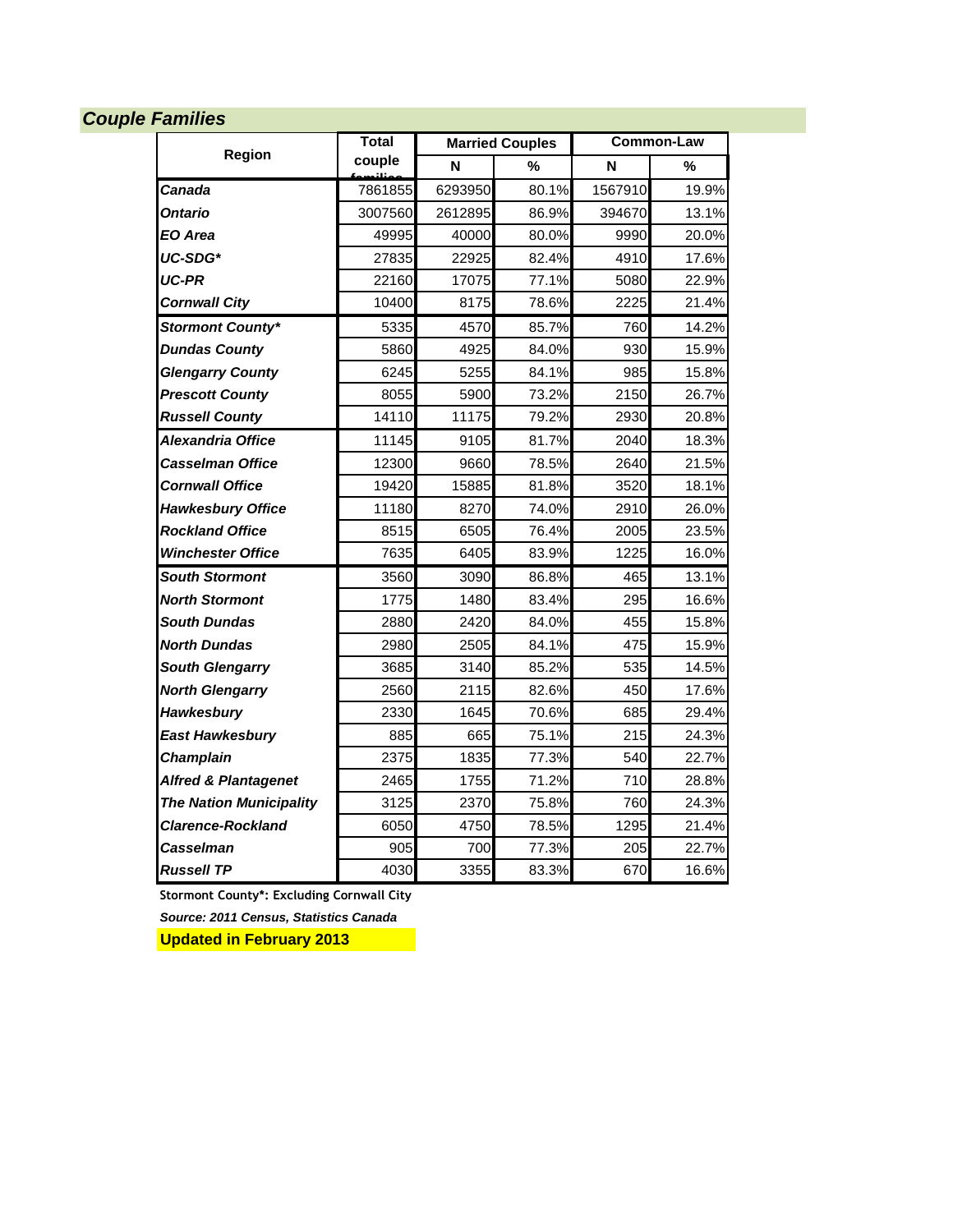## *Couple Families*

| Region | Total couple families | Married Couples | | Common-Law | |
|---|---|---|---|---|---|
| | | N | % | N | % |
| *Canada* | 7861855 | 6293950 | 80.1% | 1567910 | 19.9% |
| *Ontario* | 3007560 | 2612895 | 86.9% | 394670 | 13.1% |
| *EO Area* | 49995 | 40000 | 80.0% | 9990 | 20.0% |
| *UC-SDG** | 27835 | 22925 | 82.4% | 4910 | 17.6% |
| *UC-PR* | 22160 | 17075 | 77.1% | 5080 | 22.9% |
| *Cornwall City* | 10400 | 8175 | 78.6% | 2225 | 21.4% |
| *Stormont County** | 5335 | 4570 | 85.7% | 760 | 14.2% |
| *Dundas County* | 5860 | 4925 | 84.0% | 930 | 15.9% |
| *Glengarry County* | 6245 | 5255 | 84.1% | 985 | 15.8% |
| *Prescott County* | 8055 | 5900 | 73.2% | 2150 | 26.7% |
| *Russell County* | 14110 | 11175 | 79.2% | 2930 | 20.8% |
| *Alexandria Office* | 11145 | 9105 | 81.7% | 2040 | 18.3% |
| *Casselman Office* | 12300 | 9660 | 78.5% | 2640 | 21.5% |
| *Cornwall Office* | 19420 | 15885 | 81.8% | 3520 | 18.1% |
| *Hawkesbury Office* | 11180 | 8270 | 74.0% | 2910 | 26.0% |
| *Rockland Office* | 8515 | 6505 | 76.4% | 2005 | 23.5% |
| *Winchester Office* | 7635 | 6405 | 83.9% | 1225 | 16.0% |
| *South Stormont* | 3560 | 3090 | 86.8% | 465 | 13.1% |
| *North Stormont* | 1775 | 1480 | 83.4% | 295 | 16.6% |
| *South Dundas* | 2880 | 2420 | 84.0% | 455 | 15.8% |
| *North Dundas* | 2980 | 2505 | 84.1% | 475 | 15.9% |
| *South Glengarry* | 3685 | 3140 | 85.2% | 535 | 14.5% |
| *North Glengarry* | 2560 | 2115 | 82.6% | 450 | 17.6% |
| *Hawkesbury* | 2330 | 1645 | 70.6% | 685 | 29.4% |
| *East Hawkesbury* | 885 | 665 | 75.1% | 215 | 24.3% |
| *Champlain* | 2375 | 1835 | 77.3% | 540 | 22.7% |
| *Alfred & Plantagenet* | 2465 | 1755 | 71.2% | 710 | 28.8% |
| *The Nation Municipality* | 3125 | 2370 | 75.8% | 760 | 24.3% |
| *Clarence-Rockland* | 6050 | 4750 | 78.5% | 1295 | 21.4% |
| *Casselman* | 905 | 700 | 77.3% | 205 | 22.7% |
| *Russell TP* | 4030 | 3355 | 83.3% | 670 | 16.6% |

**Stormont County*: Excluding Cornwall City**

***Source: 2011 Census, Statistics Canada***

**Updated in February 2013**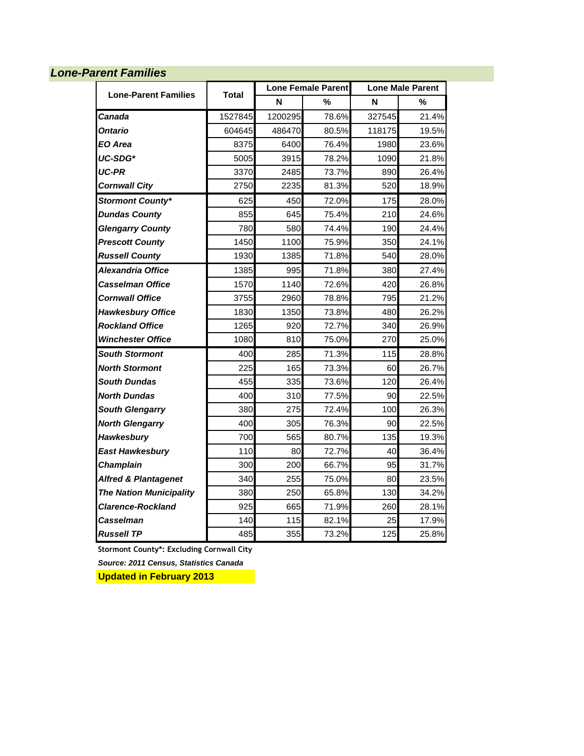## *Lone-Parent Families*

| Lone-Parent Families | Total | Lone Female Parent | | Lone Male Parent | |
|---|---|---|---|---|---|
| | | N | % | N | % |
| ***Canada*** | 1527845 | 1200295 | 78.6% | 327545 | 21.4% |
| ***Ontario*** | 604645 | 486470 | 80.5% | 118175 | 19.5% |
| ***EO Area*** | 8375 | 6400 | 76.4% | 1980 | 23.6% |
| ***UC-SDG**** | 5005 | 3915 | 78.2% | 1090 | 21.8% |
| ***UC-PR*** | 3370 | 2485 | 73.7% | 890 | 26.4% |
| ***Cornwall City*** | 2750 | 2235 | 81.3% | 520 | 18.9% |
| ***Stormont County**** | 625 | 450 | 72.0% | 175 | 28.0% |
| ***Dundas County*** | 855 | 645 | 75.4% | 210 | 24.6% |
| ***Glengarry County*** | 780 | 580 | 74.4% | 190 | 24.4% |
| ***Prescott County*** | 1450 | 1100 | 75.9% | 350 | 24.1% |
| ***Russell County*** | 1930 | 1385 | 71.8% | 540 | 28.0% |
| ***Alexandria Office*** | 1385 | 995 | 71.8% | 380 | 27.4% |
| ***Casselman Office*** | 1570 | 1140 | 72.6% | 420 | 26.8% |
| ***Cornwall Office*** | 3755 | 2960 | 78.8% | 795 | 21.2% |
| ***Hawkesbury Office*** | 1830 | 1350 | 73.8% | 480 | 26.2% |
| ***Rockland Office*** | 1265 | 920 | 72.7% | 340 | 26.9% |
| ***Winchester Office*** | 1080 | 810 | 75.0% | 270 | 25.0% |
| ***South Stormont*** | 400 | 285 | 71.3% | 115 | 28.8% |
| ***North Stormont*** | 225 | 165 | 73.3% | 60 | 26.7% |
| ***South Dundas*** | 455 | 335 | 73.6% | 120 | 26.4% |
| ***North Dundas*** | 400 | 310 | 77.5% | 90 | 22.5% |
| ***South Glengarry*** | 380 | 275 | 72.4% | 100 | 26.3% |
| ***North Glengarry*** | 400 | 305 | 76.3% | 90 | 22.5% |
| ***Hawkesbury*** | 700 | 565 | 80.7% | 135 | 19.3% |
| ***East Hawkesbury*** | 110 | 80 | 72.7% | 40 | 36.4% |
| ***Champlain*** | 300 | 200 | 66.7% | 95 | 31.7% |
| ***Alfred & Plantagenet*** | 340 | 255 | 75.0% | 80 | 23.5% |
| ***The Nation Municipality*** | 380 | 250 | 65.8% | 130 | 34.2% |
| ***Clarence-Rockland*** | 925 | 665 | 71.9% | 260 | 28.1% |
| ***Casselman*** | 140 | 115 | 82.1% | 25 | 17.9% |
| ***Russell TP*** | 485 | 355 | 73.2% | 125 | 25.8% |

**Stormont County*: Excluding Cornwall City**

***Source: 2011 Census, Statistics Canada***

**Updated in February 2013**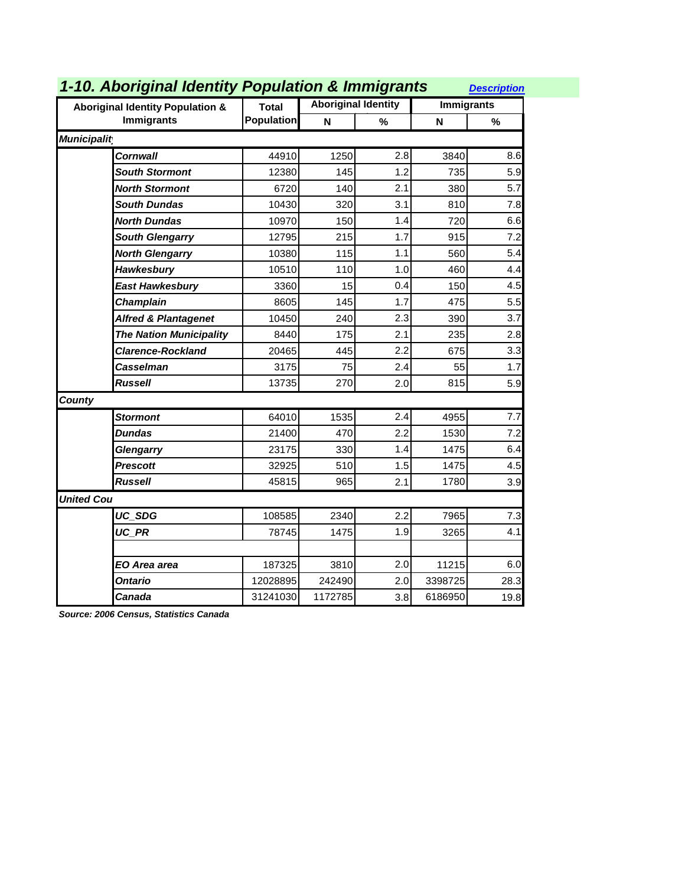## 1-10. Aboriginal Identity Population & Immigrants

Description

| Aboriginal Identity Population & Immigrants | | Total Population | Aboriginal Identity | | Immigrants | |
|---|---|---|---|---|---|---|
| | | | N | % | N | % |
| ***Municipality*** | | | | | | |
| | ***Cornwall*** | 44910 | 1250 | 2.8 | 3840 | 8.6 |
| | ***South Stormont*** | 12380 | 145 | 1.2 | 735 | 5.9 |
| | ***North Stormont*** | 6720 | 140 | 2.1 | 380 | 5.7 |
| | ***South Dundas*** | 10430 | 320 | 3.1 | 810 | 7.8 |
| | ***North Dundas*** | 10970 | 150 | 1.4 | 720 | 6.6 |
| | ***South Glengarry*** | 12795 | 215 | 1.7 | 915 | 7.2 |
| | ***North Glengarry*** | 10380 | 115 | 1.1 | 560 | 5.4 |
| | ***Hawkesbury*** | 10510 | 110 | 1.0 | 460 | 4.4 |
| | ***East Hawkesbury*** | 3360 | 15 | 0.4 | 150 | 4.5 |
| | ***Champlain*** | 8605 | 145 | 1.7 | 475 | 5.5 |
| | ***Alfred & Plantagenet*** | 10450 | 240 | 2.3 | 390 | 3.7 |
| | ***The Nation Municipality*** | 8440 | 175 | 2.1 | 235 | 2.8 |
| | ***Clarence-Rockland*** | 20465 | 445 | 2.2 | 675 | 3.3 |
| | ***Casselman*** | 3175 | 75 | 2.4 | 55 | 1.7 |
| | ***Russell*** | 13735 | 270 | 2.0 | 815 | 5.9 |
| ***County*** | | | | | | |
| | ***Stormont*** | 64010 | 1535 | 2.4 | 4955 | 7.7 |
| | ***Dundas*** | 21400 | 470 | 2.2 | 1530 | 7.2 |
| | ***Glengarry*** | 23175 | 330 | 1.4 | 1475 | 6.4 |
| | ***Prescott*** | 32925 | 510 | 1.5 | 1475 | 4.5 |
| | ***Russell*** | 45815 | 965 | 2.1 | 1780 | 3.9 |
| ***United Cou*** | | | | | | |
| | ***UC_SDG*** | 108585 | 2340 | 2.2 | 7965 | 7.3 |
| | ***UC_PR*** | 78745 | 1475 | 1.9 | 3265 | 4.1 |
| | | | | | | |
| | ***EO Area area*** | 187325 | 3810 | 2.0 | 11215 | 6.0 |
| | ***Ontario*** | 12028895 | 242490 | 2.0 | 3398725 | 28.3 |
| | ***Canada*** | 31241030 | 1172785 | 3.8 | 6186950 | 19.8 |

***Source: 2006 Census, Statistics Canada***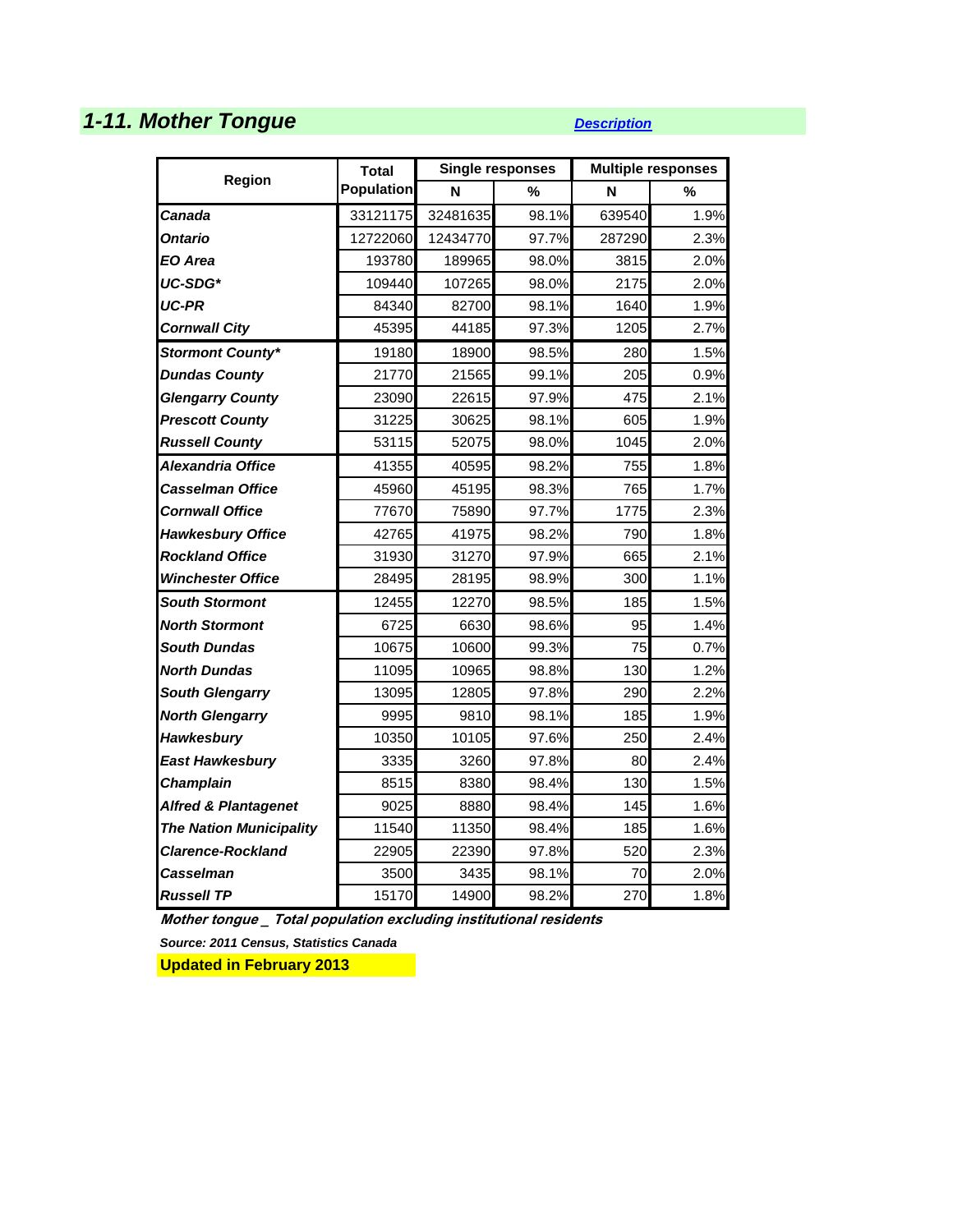## *1-11. Mother Tongue*

[*Description*]

| Region | Total Population | Single responses | | Multiple responses | |
|---|---|---|---|---|---|
| | | N | % | N | % |
| *Canada* | 33121175 | 32481635 | 98.1% | 639540 | 1.9% |
| *Ontario* | 12722060 | 12434770 | 97.7% | 287290 | 2.3% |
| *EO Area* | 193780 | 189965 | 98.0% | 3815 | 2.0% |
| *UC-SDG** | 109440 | 107265 | 98.0% | 2175 | 2.0% |
| *UC-PR* | 84340 | 82700 | 98.1% | 1640 | 1.9% |
| *Cornwall City* | 45395 | 44185 | 97.3% | 1205 | 2.7% |
| *Stormont County** | 19180 | 18900 | 98.5% | 280 | 1.5% |
| *Dundas County* | 21770 | 21565 | 99.1% | 205 | 0.9% |
| *Glengarry County* | 23090 | 22615 | 97.9% | 475 | 2.1% |
| *Prescott County* | 31225 | 30625 | 98.1% | 605 | 1.9% |
| *Russell County* | 53115 | 52075 | 98.0% | 1045 | 2.0% |
| *Alexandria Office* | 41355 | 40595 | 98.2% | 755 | 1.8% |
| *Casselman Office* | 45960 | 45195 | 98.3% | 765 | 1.7% |
| *Cornwall Office* | 77670 | 75890 | 97.7% | 1775 | 2.3% |
| *Hawkesbury Office* | 42765 | 41975 | 98.2% | 790 | 1.8% |
| *Rockland Office* | 31930 | 31270 | 97.9% | 665 | 2.1% |
| *Winchester Office* | 28495 | 28195 | 98.9% | 300 | 1.1% |
| *South Stormont* | 12455 | 12270 | 98.5% | 185 | 1.5% |
| *North Stormont* | 6725 | 6630 | 98.6% | 95 | 1.4% |
| *South Dundas* | 10675 | 10600 | 99.3% | 75 | 0.7% |
| *North Dundas* | 11095 | 10965 | 98.8% | 130 | 1.2% |
| *South Glengarry* | 13095 | 12805 | 97.8% | 290 | 2.2% |
| *North Glengarry* | 9995 | 9810 | 98.1% | 185 | 1.9% |
| *Hawkesbury* | 10350 | 10105 | 97.6% | 250 | 2.4% |
| *East Hawkesbury* | 3335 | 3260 | 97.8% | 80 | 2.4% |
| *Champlain* | 8515 | 8380 | 98.4% | 130 | 1.5% |
| *Alfred & Plantagenet* | 9025 | 8880 | 98.4% | 145 | 1.6% |
| *The Nation Municipality* | 11540 | 11350 | 98.4% | 185 | 1.6% |
| *Clarence-Rockland* | 22905 | 22390 | 97.8% | 520 | 2.3% |
| *Casselman* | 3500 | 3435 | 98.1% | 70 | 2.0% |
| *Russell TP* | 15170 | 14900 | 98.2% | 270 | 1.8% |

***Mother tongue _ Total population excluding institutional residents***

***Source: 2011 Census, Statistics Canada***

**Updated in February 2013**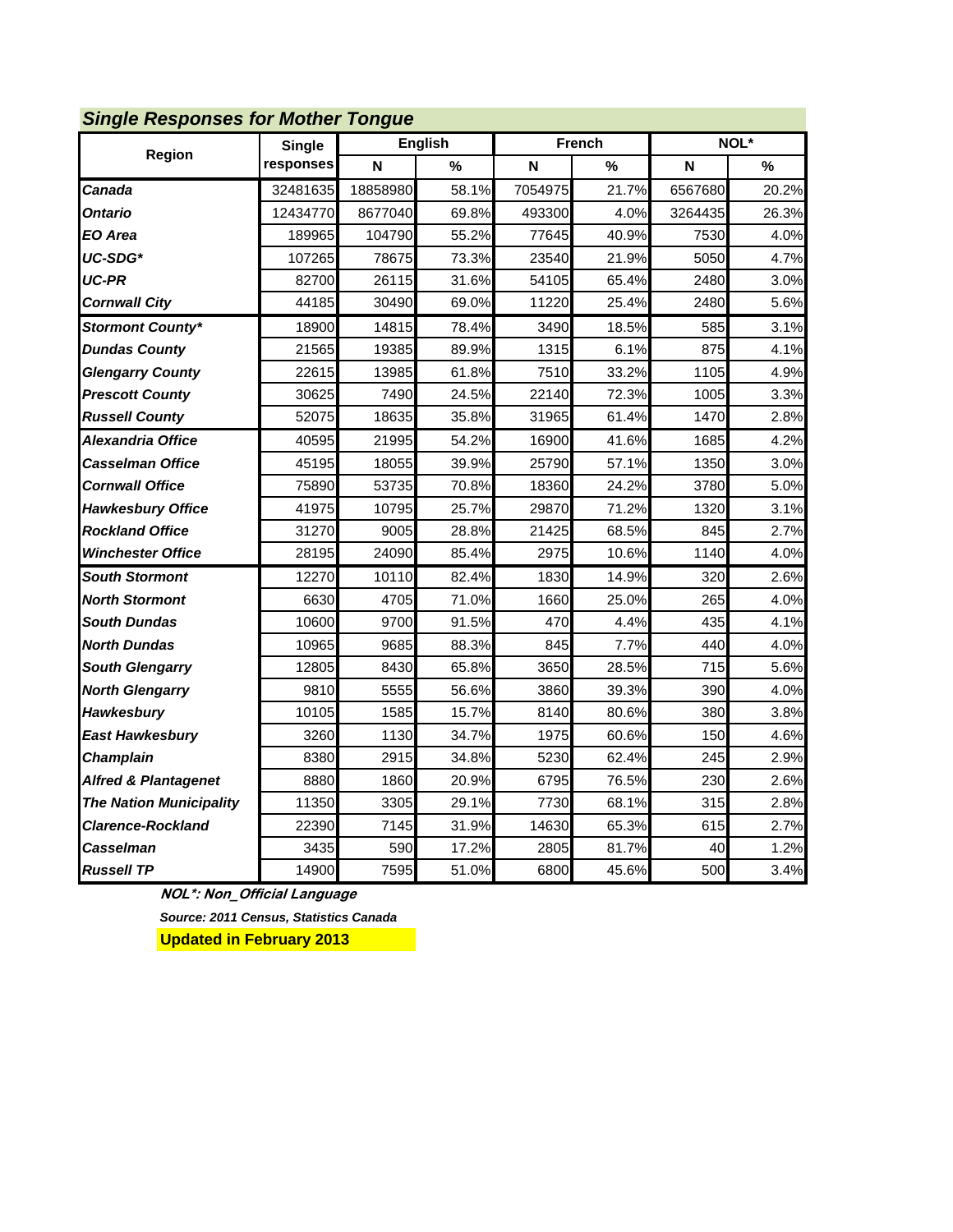## *Single Responses for Mother Tongue*

| Region | Single responses | English | | French | | NOL* | |
|---|---|---|---|---|---|---|---|
| | | N | % | N | % | N | % |
| ***Canada*** | 32481635 | 18858980 | 58.1% | 7054975 | 21.7% | 6567680 | 20.2% |
| ***Ontario*** | 12434770 | 8677040 | 69.8% | 493300 | 4.0% | 3264435 | 26.3% |
| ***EO Area*** | 189965 | 104790 | 55.2% | 77645 | 40.9% | 7530 | 4.0% |
| ***UC-SDG**** | 107265 | 78675 | 73.3% | 23540 | 21.9% | 5050 | 4.7% |
| ***UC-PR*** | 82700 | 26115 | 31.6% | 54105 | 65.4% | 2480 | 3.0% |
| ***Cornwall City*** | 44185 | 30490 | 69.0% | 11220 | 25.4% | 2480 | 5.6% |
| ***Stormont County**** | 18900 | 14815 | 78.4% | 3490 | 18.5% | 585 | 3.1% |
| ***Dundas County*** | 21565 | 19385 | 89.9% | 1315 | 6.1% | 875 | 4.1% |
| ***Glengarry County*** | 22615 | 13985 | 61.8% | 7510 | 33.2% | 1105 | 4.9% |
| ***Prescott County*** | 30625 | 7490 | 24.5% | 22140 | 72.3% | 1005 | 3.3% |
| ***Russell County*** | 52075 | 18635 | 35.8% | 31965 | 61.4% | 1470 | 2.8% |
| ***Alexandria Office*** | 40595 | 21995 | 54.2% | 16900 | 41.6% | 1685 | 4.2% |
| ***Casselman Office*** | 45195 | 18055 | 39.9% | 25790 | 57.1% | 1350 | 3.0% |
| ***Cornwall Office*** | 75890 | 53735 | 70.8% | 18360 | 24.2% | 3780 | 5.0% |
| ***Hawkesbury Office*** | 41975 | 10795 | 25.7% | 29870 | 71.2% | 1320 | 3.1% |
| ***Rockland Office*** | 31270 | 9005 | 28.8% | 21425 | 68.5% | 845 | 2.7% |
| ***Winchester Office*** | 28195 | 24090 | 85.4% | 2975 | 10.6% | 1140 | 4.0% |
| ***South Stormont*** | 12270 | 10110 | 82.4% | 1830 | 14.9% | 320 | 2.6% |
| ***North Stormont*** | 6630 | 4705 | 71.0% | 1660 | 25.0% | 265 | 4.0% |
| ***South Dundas*** | 10600 | 9700 | 91.5% | 470 | 4.4% | 435 | 4.1% |
| ***North Dundas*** | 10965 | 9685 | 88.3% | 845 | 7.7% | 440 | 4.0% |
| ***South Glengarry*** | 12805 | 8430 | 65.8% | 3650 | 28.5% | 715 | 5.6% |
| ***North Glengarry*** | 9810 | 5555 | 56.6% | 3860 | 39.3% | 390 | 4.0% |
| ***Hawkesbury*** | 10105 | 1585 | 15.7% | 8140 | 80.6% | 380 | 3.8% |
| ***East Hawkesbury*** | 3260 | 1130 | 34.7% | 1975 | 60.6% | 150 | 4.6% |
| ***Champlain*** | 8380 | 2915 | 34.8% | 5230 | 62.4% | 245 | 2.9% |
| ***Alfred & Plantagenet*** | 8880 | 1860 | 20.9% | 6795 | 76.5% | 230 | 2.6% |
| ***The Nation Municipality*** | 11350 | 3305 | 29.1% | 7730 | 68.1% | 315 | 2.8% |
| ***Clarence-Rockland*** | 22390 | 7145 | 31.9% | 14630 | 65.3% | 615 | 2.7% |
| ***Casselman*** | 3435 | 590 | 17.2% | 2805 | 81.7% | 40 | 1.2% |
| ***Russell TP*** | 14900 | 7595 | 51.0% | 6800 | 45.6% | 500 | 3.4% |

***NOL*: Non_Official Language***

***Source: 2011 Census, Statistics Canada***

**Updated in February 2013**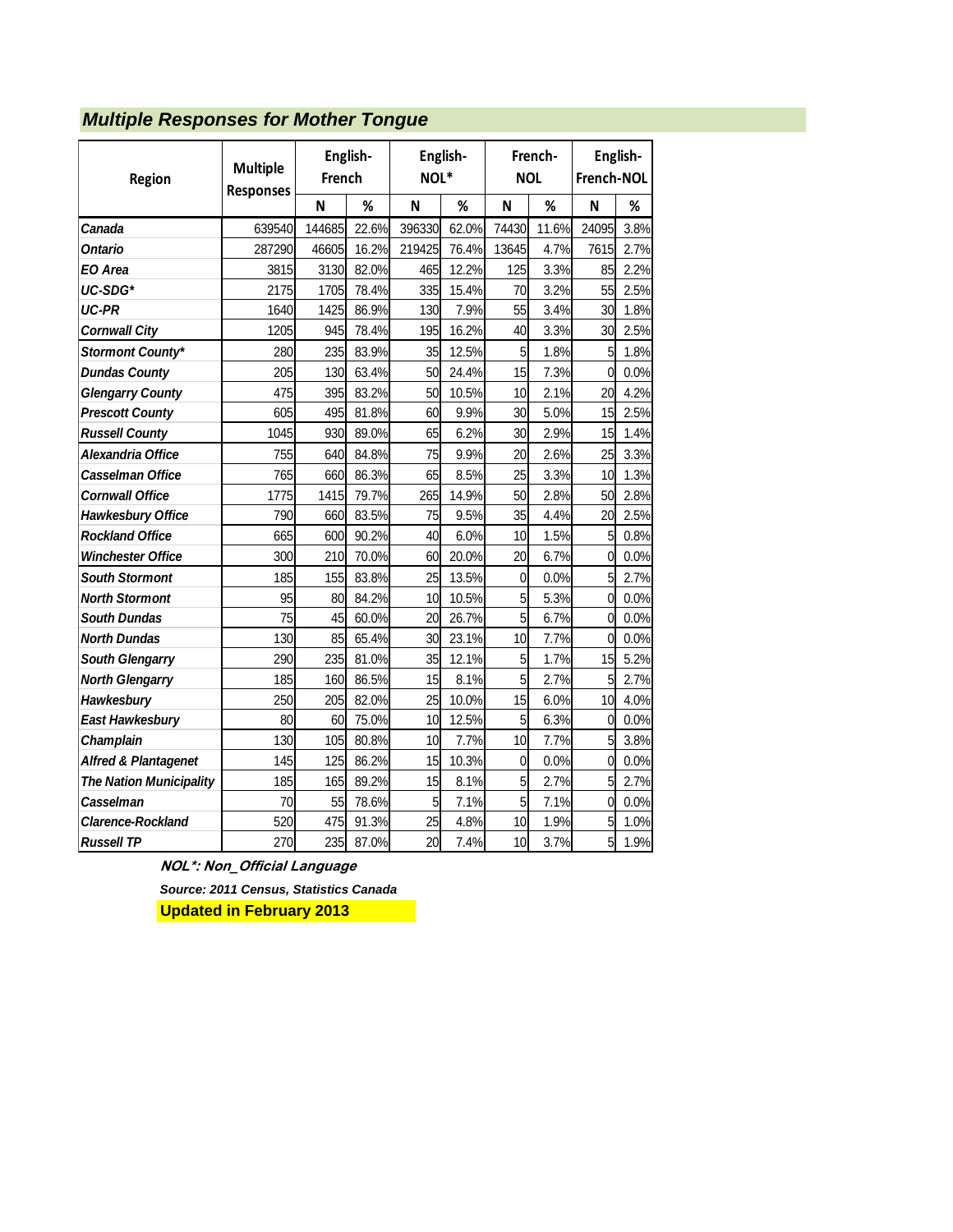## Multiple Responses for Mother Tongue

| Region | Multiple Responses | English-French | | English-NOL* | | French-NOL | | English-French-NOL | |
|---|---|---|---|---|---|---|---|---|---|
| | | N | % | N | % | N | % | N | % |
| ***Canada*** | 639540 | 144685 | 22.6% | 396330 | 62.0% | 74430 | 11.6% | 24095 | 3.8% |
| ***Ontario*** | 287290 | 46605 | 16.2% | 219425 | 76.4% | 13645 | 4.7% | 7615 | 2.7% |
| ***EO Area*** | 3815 | 3130 | 82.0% | 465 | 12.2% | 125 | 3.3% | 85 | 2.2% |
| ***UC-SDG**** | 2175 | 1705 | 78.4% | 335 | 15.4% | 70 | 3.2% | 55 | 2.5% |
| ***UC-PR*** | 1640 | 1425 | 86.9% | 130 | 7.9% | 55 | 3.4% | 30 | 1.8% |
| ***Cornwall City*** | 1205 | 945 | 78.4% | 195 | 16.2% | 40 | 3.3% | 30 | 2.5% |
| ***Stormont County**** | 280 | 235 | 83.9% | 35 | 12.5% | 5 | 1.8% | 5 | 1.8% |
| ***Dundas County*** | 205 | 130 | 63.4% | 50 | 24.4% | 15 | 7.3% | 0 | 0.0% |
| ***Glengarry County*** | 475 | 395 | 83.2% | 50 | 10.5% | 10 | 2.1% | 20 | 4.2% |
| ***Prescott County*** | 605 | 495 | 81.8% | 60 | 9.9% | 30 | 5.0% | 15 | 2.5% |
| ***Russell County*** | 1045 | 930 | 89.0% | 65 | 6.2% | 30 | 2.9% | 15 | 1.4% |
| ***Alexandria Office*** | 755 | 640 | 84.8% | 75 | 9.9% | 20 | 2.6% | 25 | 3.3% |
| ***Casselman Office*** | 765 | 660 | 86.3% | 65 | 8.5% | 25 | 3.3% | 10 | 1.3% |
| ***Cornwall Office*** | 1775 | 1415 | 79.7% | 265 | 14.9% | 50 | 2.8% | 50 | 2.8% |
| ***Hawkesbury Office*** | 790 | 660 | 83.5% | 75 | 9.5% | 35 | 4.4% | 20 | 2.5% |
| ***Rockland Office*** | 665 | 600 | 90.2% | 40 | 6.0% | 10 | 1.5% | 5 | 0.8% |
| ***Winchester Office*** | 300 | 210 | 70.0% | 60 | 20.0% | 20 | 6.7% | 0 | 0.0% |
| ***South Stormont*** | 185 | 155 | 83.8% | 25 | 13.5% | 0 | 0.0% | 5 | 2.7% |
| ***North Stormont*** | 95 | 80 | 84.2% | 10 | 10.5% | 5 | 5.3% | 0 | 0.0% |
| ***South Dundas*** | 75 | 45 | 60.0% | 20 | 26.7% | 5 | 6.7% | 0 | 0.0% |
| ***North Dundas*** | 130 | 85 | 65.4% | 30 | 23.1% | 10 | 7.7% | 0 | 0.0% |
| ***South Glengarry*** | 290 | 235 | 81.0% | 35 | 12.1% | 5 | 1.7% | 15 | 5.2% |
| ***North Glengarry*** | 185 | 160 | 86.5% | 15 | 8.1% | 5 | 2.7% | 5 | 2.7% |
| ***Hawkesbury*** | 250 | 205 | 82.0% | 25 | 10.0% | 15 | 6.0% | 10 | 4.0% |
| ***East Hawkesbury*** | 80 | 60 | 75.0% | 10 | 12.5% | 5 | 6.3% | 0 | 0.0% |
| ***Champlain*** | 130 | 105 | 80.8% | 10 | 7.7% | 10 | 7.7% | 5 | 3.8% |
| ***Alfred & Plantagenet*** | 145 | 125 | 86.2% | 15 | 10.3% | 0 | 0.0% | 0 | 0.0% |
| ***The Nation Municipality*** | 185 | 165 | 89.2% | 15 | 8.1% | 5 | 2.7% | 5 | 2.7% |
| ***Casselman*** | 70 | 55 | 78.6% | 5 | 7.1% | 5 | 7.1% | 0 | 0.0% |
| ***Clarence-Rockland*** | 520 | 475 | 91.3% | 25 | 4.8% | 10 | 1.9% | 5 | 1.0% |
| ***Russell TP*** | 270 | 235 | 87.0% | 20 | 7.4% | 10 | 3.7% | 5 | 1.9% |

***NOL*: Non_Official Language***

***Source: 2011 Census, Statistics Canada***

**Updated in February 2013**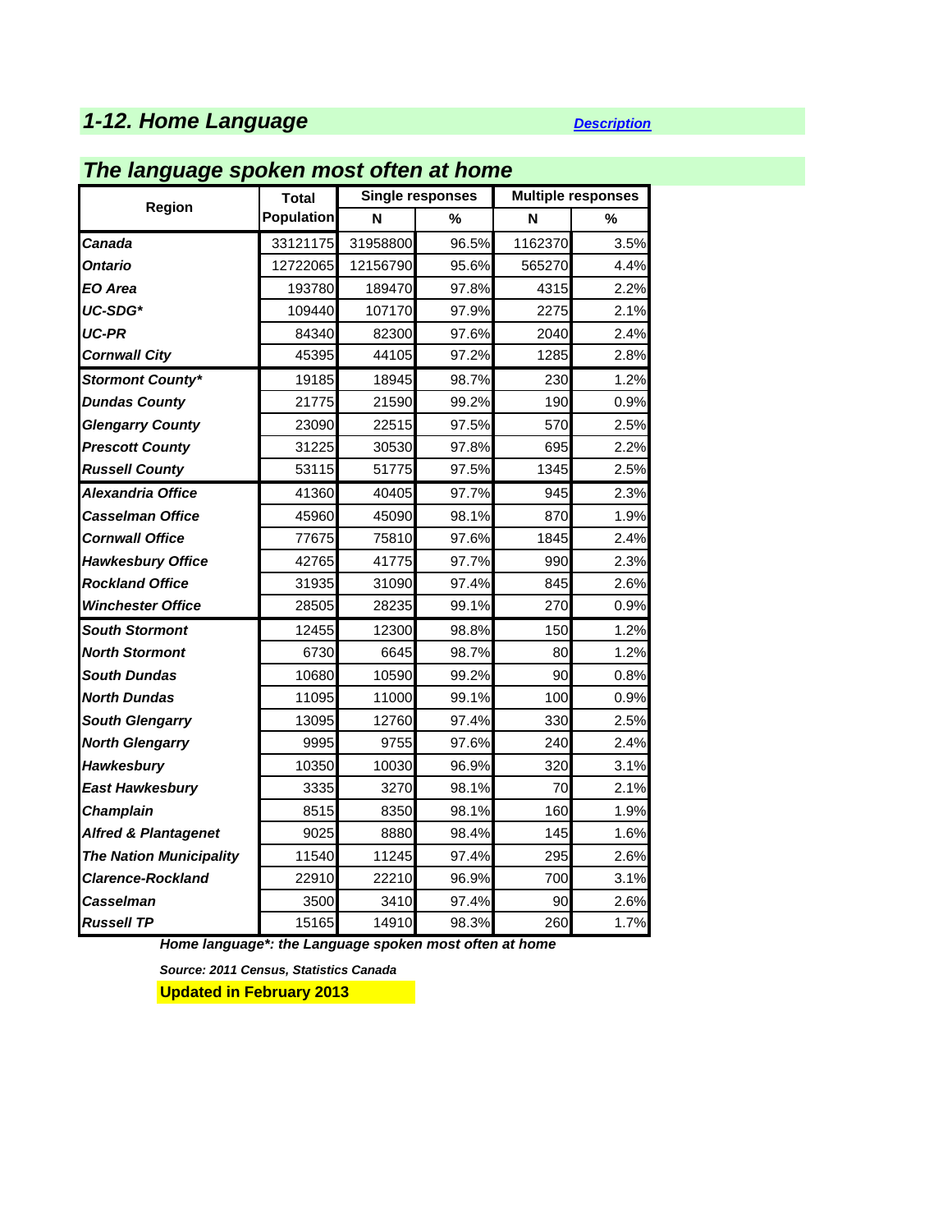## 1-12. Home Language

*Description*

### The language spoken most often at home

| Region | Total Population | Single responses | | Multiple responses | |
|---|---|---|---|---|---|
| | | N | % | N | % |
| Canada | 33121175 | 31958800 | 96.5% | 1162370 | 3.5% |
| Ontario | 12722065 | 12156790 | 95.6% | 565270 | 4.4% |
| EO Area | 193780 | 189470 | 97.8% | 4315 | 2.2% |
| UC-SDG* | 109440 | 107170 | 97.9% | 2275 | 2.1% |
| UC-PR | 84340 | 82300 | 97.6% | 2040 | 2.4% |
| Cornwall City | 45395 | 44105 | 97.2% | 1285 | 2.8% |
| Stormont County* | 19185 | 18945 | 98.7% | 230 | 1.2% |
| Dundas County | 21775 | 21590 | 99.2% | 190 | 0.9% |
| Glengarry County | 23090 | 22515 | 97.5% | 570 | 2.5% |
| Prescott County | 31225 | 30530 | 97.8% | 695 | 2.2% |
| Russell County | 53115 | 51775 | 97.5% | 1345 | 2.5% |
| Alexandria Office | 41360 | 40405 | 97.7% | 945 | 2.3% |
| Casselman Office | 45960 | 45090 | 98.1% | 870 | 1.9% |
| Cornwall Office | 77675 | 75810 | 97.6% | 1845 | 2.4% |
| Hawkesbury Office | 42765 | 41775 | 97.7% | 990 | 2.3% |
| Rockland Office | 31935 | 31090 | 97.4% | 845 | 2.6% |
| Winchester Office | 28505 | 28235 | 99.1% | 270 | 0.9% |
| South Stormont | 12455 | 12300 | 98.8% | 150 | 1.2% |
| North Stormont | 6730 | 6645 | 98.7% | 80 | 1.2% |
| South Dundas | 10680 | 10590 | 99.2% | 90 | 0.8% |
| North Dundas | 11095 | 11000 | 99.1% | 100 | 0.9% |
| South Glengarry | 13095 | 12760 | 97.4% | 330 | 2.5% |
| North Glengarry | 9995 | 9755 | 97.6% | 240 | 2.4% |
| Hawkesbury | 10350 | 10030 | 96.9% | 320 | 3.1% |
| East Hawkesbury | 3335 | 3270 | 98.1% | 70 | 2.1% |
| Champlain | 8515 | 8350 | 98.1% | 160 | 1.9% |
| Alfred & Plantagenet | 9025 | 8880 | 98.4% | 145 | 1.6% |
| The Nation Municipality | 11540 | 11245 | 97.4% | 295 | 2.6% |
| Clarence-Rockland | 22910 | 22210 | 96.9% | 700 | 3.1% |
| Casselman | 3500 | 3410 | 97.4% | 90 | 2.6% |
| Russell TP | 15165 | 14910 | 98.3% | 260 | 1.7% |

*Home language*: the Language spoken most often at home*

*Source: 2011 Census, Statistics Canada*

**Updated in February 2013**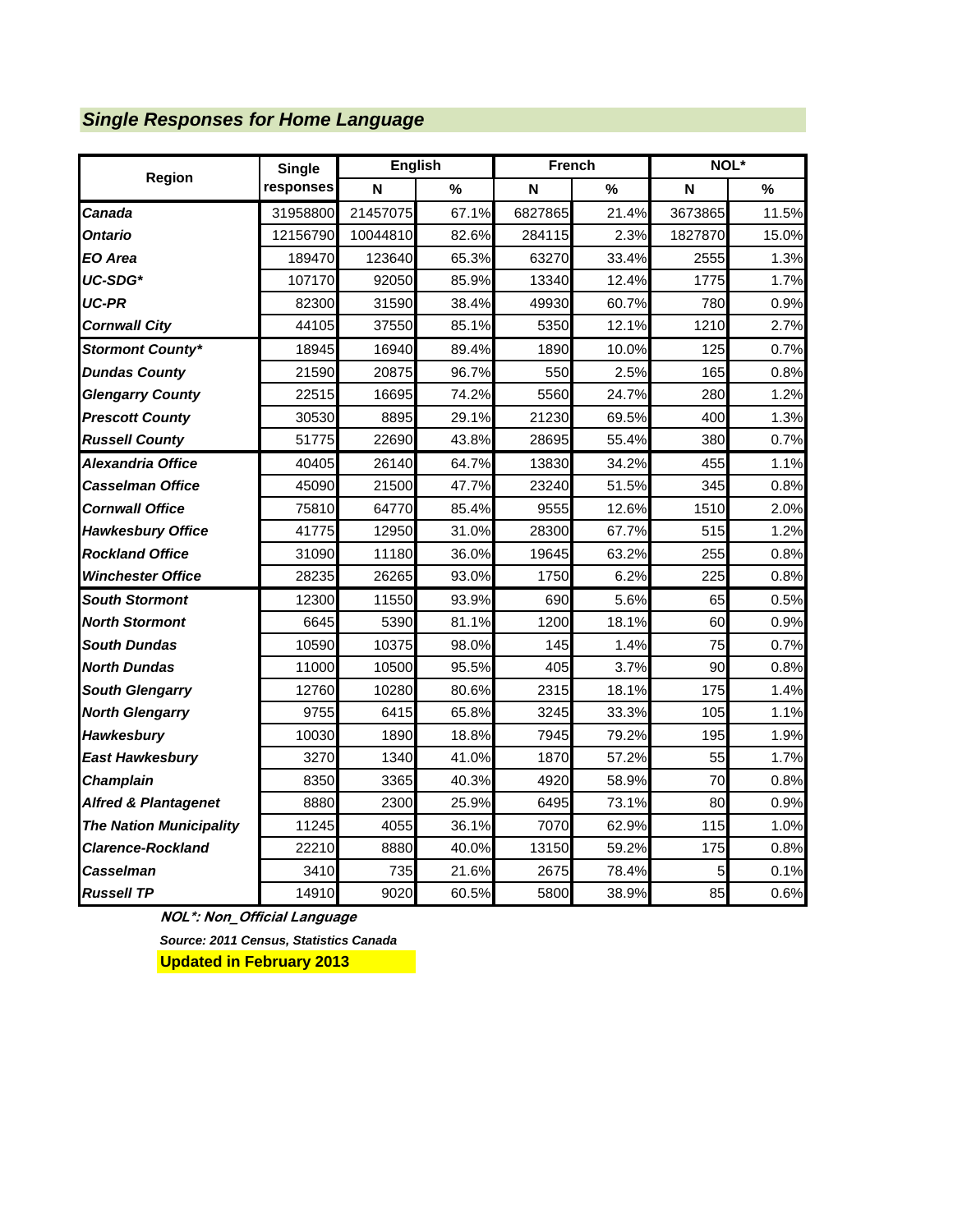## *Single Responses for Home Language*

| Region | Single responses | English | | French | | NOL* | |
|---|---|---|---|---|---|---|---|
| | | N | % | N | % | N | % |
| ***Canada*** | 31958800 | 21457075 | 67.1% | 6827865 | 21.4% | 3673865 | 11.5% |
| ***Ontario*** | 12156790 | 10044810 | 82.6% | 284115 | 2.3% | 1827870 | 15.0% |
| ***EO Area*** | 189470 | 123640 | 65.3% | 63270 | 33.4% | 2555 | 1.3% |
| ***UC-SDG**** | 107170 | 92050 | 85.9% | 13340 | 12.4% | 1775 | 1.7% |
| ***UC-PR*** | 82300 | 31590 | 38.4% | 49930 | 60.7% | 780 | 0.9% |
| ***Cornwall City*** | 44105 | 37550 | 85.1% | 5350 | 12.1% | 1210 | 2.7% |
| ***Stormont County**** | 18945 | 16940 | 89.4% | 1890 | 10.0% | 125 | 0.7% |
| ***Dundas County*** | 21590 | 20875 | 96.7% | 550 | 2.5% | 165 | 0.8% |
| ***Glengarry County*** | 22515 | 16695 | 74.2% | 5560 | 24.7% | 280 | 1.2% |
| ***Prescott County*** | 30530 | 8895 | 29.1% | 21230 | 69.5% | 400 | 1.3% |
| ***Russell County*** | 51775 | 22690 | 43.8% | 28695 | 55.4% | 380 | 0.7% |
| ***Alexandria Office*** | 40405 | 26140 | 64.7% | 13830 | 34.2% | 455 | 1.1% |
| ***Casselman Office*** | 45090 | 21500 | 47.7% | 23240 | 51.5% | 345 | 0.8% |
| ***Cornwall Office*** | 75810 | 64770 | 85.4% | 9555 | 12.6% | 1510 | 2.0% |
| ***Hawkesbury Office*** | 41775 | 12950 | 31.0% | 28300 | 67.7% | 515 | 1.2% |
| ***Rockland Office*** | 31090 | 11180 | 36.0% | 19645 | 63.2% | 255 | 0.8% |
| ***Winchester Office*** | 28235 | 26265 | 93.0% | 1750 | 6.2% | 225 | 0.8% |
| ***South Stormont*** | 12300 | 11550 | 93.9% | 690 | 5.6% | 65 | 0.5% |
| ***North Stormont*** | 6645 | 5390 | 81.1% | 1200 | 18.1% | 60 | 0.9% |
| ***South Dundas*** | 10590 | 10375 | 98.0% | 145 | 1.4% | 75 | 0.7% |
| ***North Dundas*** | 11000 | 10500 | 95.5% | 405 | 3.7% | 90 | 0.8% |
| ***South Glengarry*** | 12760 | 10280 | 80.6% | 2315 | 18.1% | 175 | 1.4% |
| ***North Glengarry*** | 9755 | 6415 | 65.8% | 3245 | 33.3% | 105 | 1.1% |
| ***Hawkesbury*** | 10030 | 1890 | 18.8% | 7945 | 79.2% | 195 | 1.9% |
| ***East Hawkesbury*** | 3270 | 1340 | 41.0% | 1870 | 57.2% | 55 | 1.7% |
| ***Champlain*** | 8350 | 3365 | 40.3% | 4920 | 58.9% | 70 | 0.8% |
| ***Alfred & Plantagenet*** | 8880 | 2300 | 25.9% | 6495 | 73.1% | 80 | 0.9% |
| ***The Nation Municipality*** | 11245 | 4055 | 36.1% | 7070 | 62.9% | 115 | 1.0% |
| ***Clarence-Rockland*** | 22210 | 8880 | 40.0% | 13150 | 59.2% | 175 | 0.8% |
| ***Casselman*** | 3410 | 735 | 21.6% | 2675 | 78.4% | 5 | 0.1% |
| ***Russell TP*** | 14910 | 9020 | 60.5% | 5800 | 38.9% | 85 | 0.6% |

***NOL*: Non_Official Language***

***Source: 2011 Census, Statistics Canada***

**Updated in February 2013**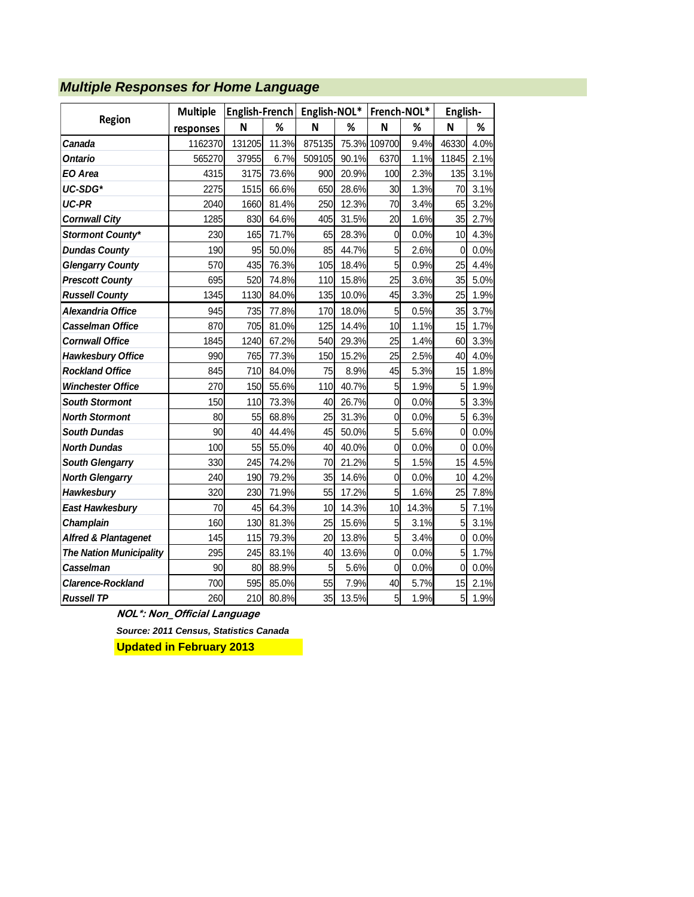## *Multiple Responses for Home Language*

| Region | Multiple responses | English-French | | English-NOL* | | French-NOL* | | English- | |
|---|---|---|---|---|---|---|---|---|---|
| | | N | % | N | % | N | % | N | % |
| ***Canada*** | 1162370 | 131205 | 11.3% | 875135 | 75.3% | 109700 | 9.4% | 46330 | 4.0% |
| ***Ontario*** | 565270 | 37955 | 6.7% | 509105 | 90.1% | 6370 | 1.1% | 11845 | 2.1% |
| ***EO Area*** | 4315 | 3175 | 73.6% | 900 | 20.9% | 100 | 2.3% | 135 | 3.1% |
| ***UC-SDG**** | 2275 | 1515 | 66.6% | 650 | 28.6% | 30 | 1.3% | 70 | 3.1% |
| ***UC-PR*** | 2040 | 1660 | 81.4% | 250 | 12.3% | 70 | 3.4% | 65 | 3.2% |
| ***Cornwall City*** | 1285 | 830 | 64.6% | 405 | 31.5% | 20 | 1.6% | 35 | 2.7% |
| ***Stormont County**** | 230 | 165 | 71.7% | 65 | 28.3% | 0 | 0.0% | 10 | 4.3% |
| ***Dundas County*** | 190 | 95 | 50.0% | 85 | 44.7% | 5 | 2.6% | 0 | 0.0% |
| ***Glengarry County*** | 570 | 435 | 76.3% | 105 | 18.4% | 5 | 0.9% | 25 | 4.4% |
| ***Prescott County*** | 695 | 520 | 74.8% | 110 | 15.8% | 25 | 3.6% | 35 | 5.0% |
| ***Russell County*** | 1345 | 1130 | 84.0% | 135 | 10.0% | 45 | 3.3% | 25 | 1.9% |
| ***Alexandria Office*** | 945 | 735 | 77.8% | 170 | 18.0% | 5 | 0.5% | 35 | 3.7% |
| ***Casselman Office*** | 870 | 705 | 81.0% | 125 | 14.4% | 10 | 1.1% | 15 | 1.7% |
| ***Cornwall Office*** | 1845 | 1240 | 67.2% | 540 | 29.3% | 25 | 1.4% | 60 | 3.3% |
| ***Hawkesbury Office*** | 990 | 765 | 77.3% | 150 | 15.2% | 25 | 2.5% | 40 | 4.0% |
| ***Rockland Office*** | 845 | 710 | 84.0% | 75 | 8.9% | 45 | 5.3% | 15 | 1.8% |
| ***Winchester Office*** | 270 | 150 | 55.6% | 110 | 40.7% | 5 | 1.9% | 5 | 1.9% |
| ***South Stormont*** | 150 | 110 | 73.3% | 40 | 26.7% | 0 | 0.0% | 5 | 3.3% |
| ***North Stormont*** | 80 | 55 | 68.8% | 25 | 31.3% | 0 | 0.0% | 5 | 6.3% |
| ***South Dundas*** | 90 | 40 | 44.4% | 45 | 50.0% | 5 | 5.6% | 0 | 0.0% |
| ***North Dundas*** | 100 | 55 | 55.0% | 40 | 40.0% | 0 | 0.0% | 0 | 0.0% |
| ***South Glengarry*** | 330 | 245 | 74.2% | 70 | 21.2% | 5 | 1.5% | 15 | 4.5% |
| ***North Glengarry*** | 240 | 190 | 79.2% | 35 | 14.6% | 0 | 0.0% | 10 | 4.2% |
| ***Hawkesbury*** | 320 | 230 | 71.9% | 55 | 17.2% | 5 | 1.6% | 25 | 7.8% |
| ***East Hawkesbury*** | 70 | 45 | 64.3% | 10 | 14.3% | 10 | 14.3% | 5 | 7.1% |
| ***Champlain*** | 160 | 130 | 81.3% | 25 | 15.6% | 5 | 3.1% | 5 | 3.1% |
| ***Alfred & Plantagenet*** | 145 | 115 | 79.3% | 20 | 13.8% | 5 | 3.4% | 0 | 0.0% |
| ***The Nation Municipality*** | 295 | 245 | 83.1% | 40 | 13.6% | 0 | 0.0% | 5 | 1.7% |
| ***Casselman*** | 90 | 80 | 88.9% | 5 | 5.6% | 0 | 0.0% | 0 | 0.0% |
| ***Clarence-Rockland*** | 700 | 595 | 85.0% | 55 | 7.9% | 40 | 5.7% | 15 | 2.1% |
| ***Russell TP*** | 260 | 210 | 80.8% | 35 | 13.5% | 5 | 1.9% | 5 | 1.9% |

***NOL*: Non_Official Language***

***Source: 2011 Census, Statistics Canada***

**Updated in February 2013**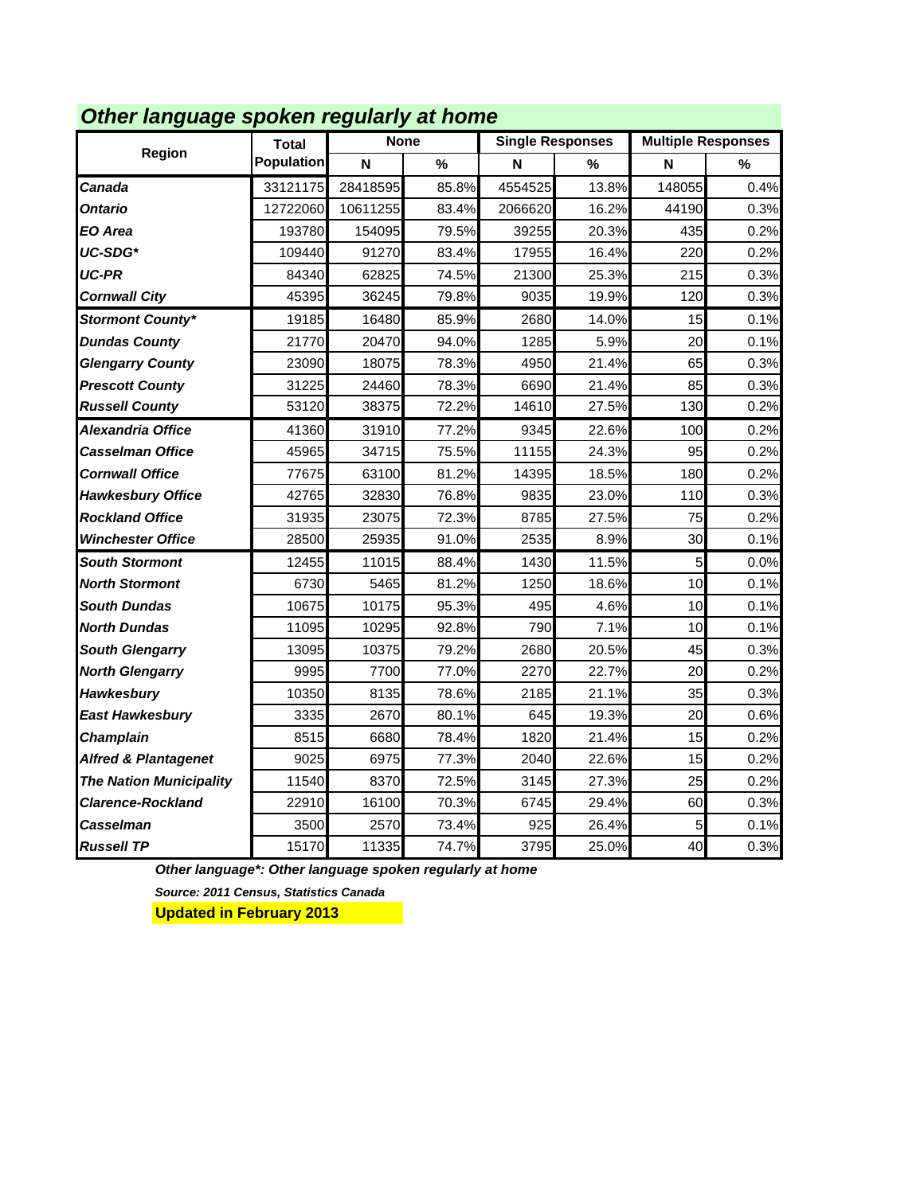## *Other language spoken regularly at home*

| Region | Total Population | None | | Single Responses | | Multiple Responses | |
|---|---|---|---|---|---|---|---|
| | | N | % | N | % | N | % |
| ***Canada*** | 33121175 | 28418595 | 85.8% | 4554525 | 13.8% | 148055 | 0.4% |
| ***Ontario*** | 12722060 | 10611255 | 83.4% | 2066620 | 16.2% | 44190 | 0.3% |
| ***EO Area*** | 193780 | 154095 | 79.5% | 39255 | 20.3% | 435 | 0.2% |
| ***UC-SDG**** | 109440 | 91270 | 83.4% | 17955 | 16.4% | 220 | 0.2% |
| ***UC-PR*** | 84340 | 62825 | 74.5% | 21300 | 25.3% | 215 | 0.3% |
| ***Cornwall City*** | 45395 | 36245 | 79.8% | 9035 | 19.9% | 120 | 0.3% |
| ***Stormont County**** | 19185 | 16480 | 85.9% | 2680 | 14.0% | 15 | 0.1% |
| ***Dundas County*** | 21770 | 20470 | 94.0% | 1285 | 5.9% | 20 | 0.1% |
| ***Glengarry County*** | 23090 | 18075 | 78.3% | 4950 | 21.4% | 65 | 0.3% |
| ***Prescott County*** | 31225 | 24460 | 78.3% | 6690 | 21.4% | 85 | 0.3% |
| ***Russell County*** | 53120 | 38375 | 72.2% | 14610 | 27.5% | 130 | 0.2% |
| ***Alexandria Office*** | 41360 | 31910 | 77.2% | 9345 | 22.6% | 100 | 0.2% |
| ***Casselman Office*** | 45965 | 34715 | 75.5% | 11155 | 24.3% | 95 | 0.2% |
| ***Cornwall Office*** | 77675 | 63100 | 81.2% | 14395 | 18.5% | 180 | 0.2% |
| ***Hawkesbury Office*** | 42765 | 32830 | 76.8% | 9835 | 23.0% | 110 | 0.3% |
| ***Rockland Office*** | 31935 | 23075 | 72.3% | 8785 | 27.5% | 75 | 0.2% |
| ***Winchester Office*** | 28500 | 25935 | 91.0% | 2535 | 8.9% | 30 | 0.1% |
| ***South Stormont*** | 12455 | 11015 | 88.4% | 1430 | 11.5% | 5 | 0.0% |
| ***North Stormont*** | 6730 | 5465 | 81.2% | 1250 | 18.6% | 10 | 0.1% |
| ***South Dundas*** | 10675 | 10175 | 95.3% | 495 | 4.6% | 10 | 0.1% |
| ***North Dundas*** | 11095 | 10295 | 92.8% | 790 | 7.1% | 10 | 0.1% |
| ***South Glengarry*** | 13095 | 10375 | 79.2% | 2680 | 20.5% | 45 | 0.3% |
| ***North Glengarry*** | 9995 | 7700 | 77.0% | 2270 | 22.7% | 20 | 0.2% |
| ***Hawkesbury*** | 10350 | 8135 | 78.6% | 2185 | 21.1% | 35 | 0.3% |
| ***East Hawkesbury*** | 3335 | 2670 | 80.1% | 645 | 19.3% | 20 | 0.6% |
| ***Champlain*** | 8515 | 6680 | 78.4% | 1820 | 21.4% | 15 | 0.2% |
| ***Alfred & Plantagenet*** | 9025 | 6975 | 77.3% | 2040 | 22.6% | 15 | 0.2% |
| ***The Nation Municipality*** | 11540 | 8370 | 72.5% | 3145 | 27.3% | 25 | 0.2% |
| ***Clarence-Rockland*** | 22910 | 16100 | 70.3% | 6745 | 29.4% | 60 | 0.3% |
| ***Casselman*** | 3500 | 2570 | 73.4% | 925 | 26.4% | 5 | 0.1% |
| ***Russell TP*** | 15170 | 11335 | 74.7% | 3795 | 25.0% | 40 | 0.3% |

***Other language*: Other language spoken regularly at home***

***Source: 2011 Census, Statistics Canada***

**Updated in February 2013**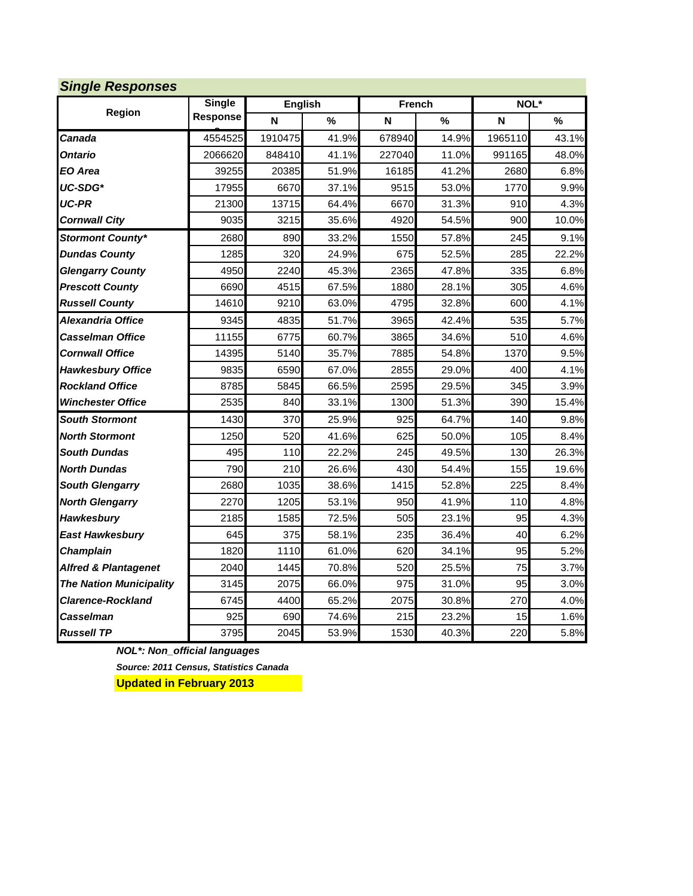## *Single Responses*

| Region | Single Response | English | | French | | NOL* | |
|---|---|---|---|---|---|---|---|
| | | N | % | N | % | N | % |
| ***Canada*** | 4554525 | 1910475 | 41.9% | 678940 | 14.9% | 1965110 | 43.1% |
| ***Ontario*** | 2066620 | 848410 | 41.1% | 227040 | 11.0% | 991165 | 48.0% |
| ***EO Area*** | 39255 | 20385 | 51.9% | 16185 | 41.2% | 2680 | 6.8% |
| ***UC-SDG**** | 17955 | 6670 | 37.1% | 9515 | 53.0% | 1770 | 9.9% |
| ***UC-PR*** | 21300 | 13715 | 64.4% | 6670 | 31.3% | 910 | 4.3% |
| ***Cornwall City*** | 9035 | 3215 | 35.6% | 4920 | 54.5% | 900 | 10.0% |
| ***Stormont County**** | 2680 | 890 | 33.2% | 1550 | 57.8% | 245 | 9.1% |
| ***Dundas County*** | 1285 | 320 | 24.9% | 675 | 52.5% | 285 | 22.2% |
| ***Glengarry County*** | 4950 | 2240 | 45.3% | 2365 | 47.8% | 335 | 6.8% |
| ***Prescott County*** | 6690 | 4515 | 67.5% | 1880 | 28.1% | 305 | 4.6% |
| ***Russell County*** | 14610 | 9210 | 63.0% | 4795 | 32.8% | 600 | 4.1% |
| ***Alexandria Office*** | 9345 | 4835 | 51.7% | 3965 | 42.4% | 535 | 5.7% |
| ***Casselman Office*** | 11155 | 6775 | 60.7% | 3865 | 34.6% | 510 | 4.6% |
| ***Cornwall Office*** | 14395 | 5140 | 35.7% | 7885 | 54.8% | 1370 | 9.5% |
| ***Hawkesbury Office*** | 9835 | 6590 | 67.0% | 2855 | 29.0% | 400 | 4.1% |
| ***Rockland Office*** | 8785 | 5845 | 66.5% | 2595 | 29.5% | 345 | 3.9% |
| ***Winchester Office*** | 2535 | 840 | 33.1% | 1300 | 51.3% | 390 | 15.4% |
| ***South Stormont*** | 1430 | 370 | 25.9% | 925 | 64.7% | 140 | 9.8% |
| ***North Stormont*** | 1250 | 520 | 41.6% | 625 | 50.0% | 105 | 8.4% |
| ***South Dundas*** | 495 | 110 | 22.2% | 245 | 49.5% | 130 | 26.3% |
| ***North Dundas*** | 790 | 210 | 26.6% | 430 | 54.4% | 155 | 19.6% |
| ***South Glengarry*** | 2680 | 1035 | 38.6% | 1415 | 52.8% | 225 | 8.4% |
| ***North Glengarry*** | 2270 | 1205 | 53.1% | 950 | 41.9% | 110 | 4.8% |
| ***Hawkesbury*** | 2185 | 1585 | 72.5% | 505 | 23.1% | 95 | 4.3% |
| ***East Hawkesbury*** | 645 | 375 | 58.1% | 235 | 36.4% | 40 | 6.2% |
| ***Champlain*** | 1820 | 1110 | 61.0% | 620 | 34.1% | 95 | 5.2% |
| ***Alfred & Plantagenet*** | 2040 | 1445 | 70.8% | 520 | 25.5% | 75 | 3.7% |
| ***The Nation Municipality*** | 3145 | 2075 | 66.0% | 975 | 31.0% | 95 | 3.0% |
| ***Clarence-Rockland*** | 6745 | 4400 | 65.2% | 2075 | 30.8% | 270 | 4.0% |
| ***Casselman*** | 925 | 690 | 74.6% | 215 | 23.2% | 15 | 1.6% |
| ***Russell TP*** | 3795 | 2045 | 53.9% | 1530 | 40.3% | 220 | 5.8% |

***NOL*: Non_official languages***

***Source: 2011 Census, Statistics Canada***

**Updated in February 2013**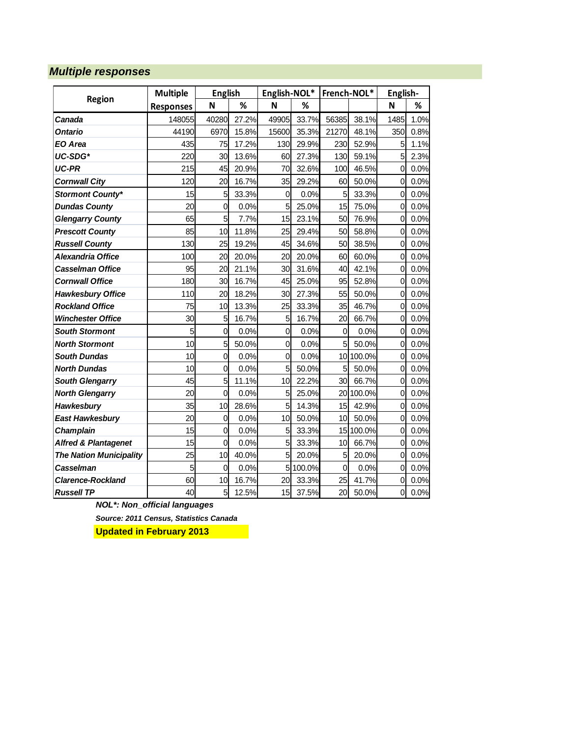## Multiple responses

| Region | Multiple Responses | English | | English-NOL* | | French-NOL* | | English- | |
|---|---|---|---|---|---|---|---|---|---|
| | | N | % | N | % | | | N | % |
| ***Canada*** | 148055 | 40280 | 27.2% | 49905 | 33.7% | 56385 | 38.1% | 1485 | 1.0% |
| ***Ontario*** | 44190 | 6970 | 15.8% | 15600 | 35.3% | 21270 | 48.1% | 350 | 0.8% |
| ***EO Area*** | 435 | 75 | 17.2% | 130 | 29.9% | 230 | 52.9% | 5 | 1.1% |
| ***UC-SDG**** | 220 | 30 | 13.6% | 60 | 27.3% | 130 | 59.1% | 5 | 2.3% |
| ***UC-PR*** | 215 | 45 | 20.9% | 70 | 32.6% | 100 | 46.5% | 0 | 0.0% |
| ***Cornwall City*** | 120 | 20 | 16.7% | 35 | 29.2% | 60 | 50.0% | 0 | 0.0% |
| ***Stormont County**** | 15 | 5 | 33.3% | 0 | 0.0% | 5 | 33.3% | 0 | 0.0% |
| ***Dundas County*** | 20 | 0 | 0.0% | 5 | 25.0% | 15 | 75.0% | 0 | 0.0% |
| ***Glengarry County*** | 65 | 5 | 7.7% | 15 | 23.1% | 50 | 76.9% | 0 | 0.0% |
| ***Prescott County*** | 85 | 10 | 11.8% | 25 | 29.4% | 50 | 58.8% | 0 | 0.0% |
| ***Russell County*** | 130 | 25 | 19.2% | 45 | 34.6% | 50 | 38.5% | 0 | 0.0% |
| ***Alexandria Office*** | 100 | 20 | 20.0% | 20 | 20.0% | 60 | 60.0% | 0 | 0.0% |
| ***Casselman Office*** | 95 | 20 | 21.1% | 30 | 31.6% | 40 | 42.1% | 0 | 0.0% |
| ***Cornwall Office*** | 180 | 30 | 16.7% | 45 | 25.0% | 95 | 52.8% | 0 | 0.0% |
| ***Hawkesbury Office*** | 110 | 20 | 18.2% | 30 | 27.3% | 55 | 50.0% | 0 | 0.0% |
| ***Rockland Office*** | 75 | 10 | 13.3% | 25 | 33.3% | 35 | 46.7% | 0 | 0.0% |
| ***Winchester Office*** | 30 | 5 | 16.7% | 5 | 16.7% | 20 | 66.7% | 0 | 0.0% |
| ***South Stormont*** | 5 | 0 | 0.0% | 0 | 0.0% | 0 | 0.0% | 0 | 0.0% |
| ***North Stormont*** | 10 | 5 | 50.0% | 0 | 0.0% | 5 | 50.0% | 0 | 0.0% |
| ***South Dundas*** | 10 | 0 | 0.0% | 0 | 0.0% | 10 | 100.0% | 0 | 0.0% |
| ***North Dundas*** | 10 | 0 | 0.0% | 5 | 50.0% | 5 | 50.0% | 0 | 0.0% |
| ***South Glengarry*** | 45 | 5 | 11.1% | 10 | 22.2% | 30 | 66.7% | 0 | 0.0% |
| ***North Glengarry*** | 20 | 0 | 0.0% | 5 | 25.0% | 20 | 100.0% | 0 | 0.0% |
| ***Hawkesbury*** | 35 | 10 | 28.6% | 5 | 14.3% | 15 | 42.9% | 0 | 0.0% |
| ***East Hawkesbury*** | 20 | 0 | 0.0% | 10 | 50.0% | 10 | 50.0% | 0 | 0.0% |
| ***Champlain*** | 15 | 0 | 0.0% | 5 | 33.3% | 15 | 100.0% | 0 | 0.0% |
| ***Alfred & Plantagenet*** | 15 | 0 | 0.0% | 5 | 33.3% | 10 | 66.7% | 0 | 0.0% |
| ***The Nation Municipality*** | 25 | 10 | 40.0% | 5 | 20.0% | 5 | 20.0% | 0 | 0.0% |
| ***Casselman*** | 5 | 0 | 0.0% | 5 | 100.0% | 0 | 0.0% | 0 | 0.0% |
| ***Clarence-Rockland*** | 60 | 10 | 16.7% | 20 | 33.3% | 25 | 41.7% | 0 | 0.0% |
| ***Russell TP*** | 40 | 5 | 12.5% | 15 | 37.5% | 20 | 50.0% | 0 | 0.0% |

***NOL*: Non_official languages***

***Source: 2011 Census, Statistics Canada***

**Updated in February 2013**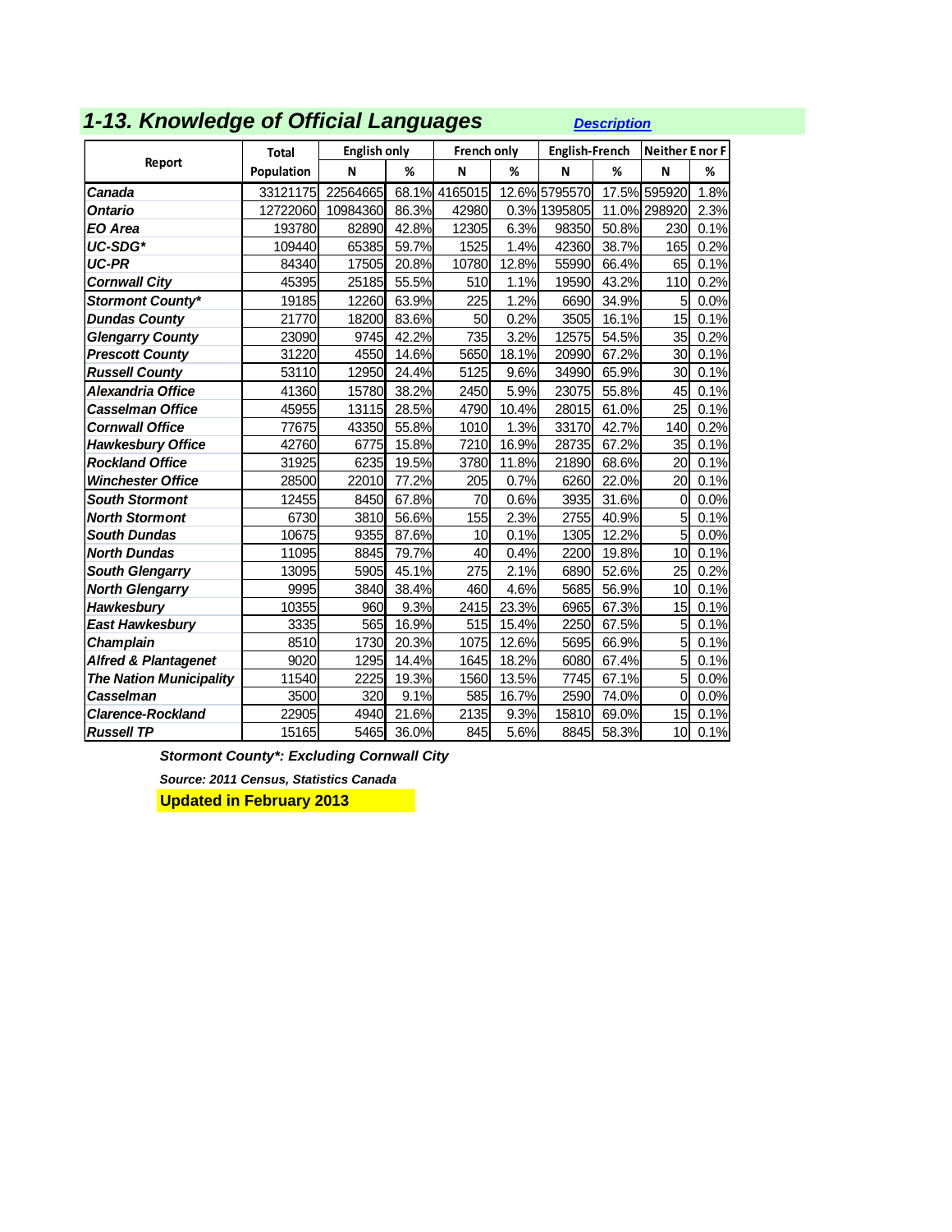## *1-13. Knowledge of Official Languages*

***Description***

| Report | Total Population | English only | | French only | | English-French | | Neither E nor F | |
|---|---|---|---|---|---|---|---|---|---|
| | | N | % | N | % | N | % | N | % |
| ***Canada*** | 33121175 | 22564665 | 68.1% | 4165015 | 12.6% | 5795570 | 17.5% | 595920 | 1.8% |
| ***Ontario*** | 12722060 | 10984360 | 86.3% | 42980 | 0.3% | 1395805 | 11.0% | 298920 | 2.3% |
| ***EO Area*** | 193780 | 82890 | 42.8% | 12305 | 6.3% | 98350 | 50.8% | 230 | 0.1% |
| ***UC-SDG**** | 109440 | 65385 | 59.7% | 1525 | 1.4% | 42360 | 38.7% | 165 | 0.2% |
| ***UC-PR*** | 84340 | 17505 | 20.8% | 10780 | 12.8% | 55990 | 66.4% | 65 | 0.1% |
| ***Cornwall City*** | 45395 | 25185 | 55.5% | 510 | 1.1% | 19590 | 43.2% | 110 | 0.2% |
| ***Stormont County**** | 19185 | 12260 | 63.9% | 225 | 1.2% | 6690 | 34.9% | 5 | 0.0% |
| ***Dundas County*** | 21770 | 18200 | 83.6% | 50 | 0.2% | 3505 | 16.1% | 15 | 0.1% |
| ***Glengarry County*** | 23090 | 9745 | 42.2% | 735 | 3.2% | 12575 | 54.5% | 35 | 0.2% |
| ***Prescott County*** | 31220 | 4550 | 14.6% | 5650 | 18.1% | 20990 | 67.2% | 30 | 0.1% |
| ***Russell County*** | 53110 | 12950 | 24.4% | 5125 | 9.6% | 34990 | 65.9% | 30 | 0.1% |
| ***Alexandria Office*** | 41360 | 15780 | 38.2% | 2450 | 5.9% | 23075 | 55.8% | 45 | 0.1% |
| ***Casselman Office*** | 45955 | 13115 | 28.5% | 4790 | 10.4% | 28015 | 61.0% | 25 | 0.1% |
| ***Cornwall Office*** | 77675 | 43350 | 55.8% | 1010 | 1.3% | 33170 | 42.7% | 140 | 0.2% |
| ***Hawkesbury Office*** | 42760 | 6775 | 15.8% | 7210 | 16.9% | 28735 | 67.2% | 35 | 0.1% |
| ***Rockland Office*** | 31925 | 6235 | 19.5% | 3780 | 11.8% | 21890 | 68.6% | 20 | 0.1% |
| ***Winchester Office*** | 28500 | 22010 | 77.2% | 205 | 0.7% | 6260 | 22.0% | 20 | 0.1% |
| ***South Stormont*** | 12455 | 8450 | 67.8% | 70 | 0.6% | 3935 | 31.6% | 0 | 0.0% |
| ***North Stormont*** | 6730 | 3810 | 56.6% | 155 | 2.3% | 2755 | 40.9% | 5 | 0.1% |
| ***South Dundas*** | 10675 | 9355 | 87.6% | 10 | 0.1% | 1305 | 12.2% | 5 | 0.0% |
| ***North Dundas*** | 11095 | 8845 | 79.7% | 40 | 0.4% | 2200 | 19.8% | 10 | 0.1% |
| ***South Glengarry*** | 13095 | 5905 | 45.1% | 275 | 2.1% | 6890 | 52.6% | 25 | 0.2% |
| ***North Glengarry*** | 9995 | 3840 | 38.4% | 460 | 4.6% | 5685 | 56.9% | 10 | 0.1% |
| ***Hawkesbury*** | 10355 | 960 | 9.3% | 2415 | 23.3% | 6965 | 67.3% | 15 | 0.1% |
| ***East Hawkesbury*** | 3335 | 565 | 16.9% | 515 | 15.4% | 2250 | 67.5% | 5 | 0.1% |
| ***Champlain*** | 8510 | 1730 | 20.3% | 1075 | 12.6% | 5695 | 66.9% | 5 | 0.1% |
| ***Alfred & Plantagenet*** | 9020 | 1295 | 14.4% | 1645 | 18.2% | 6080 | 67.4% | 5 | 0.1% |
| ***The Nation Municipality*** | 11540 | 2225 | 19.3% | 1560 | 13.5% | 7745 | 67.1% | 5 | 0.0% |
| ***Casselman*** | 3500 | 320 | 9.1% | 585 | 16.7% | 2590 | 74.0% | 0 | 0.0% |
| ***Clarence-Rockland*** | 22905 | 4940 | 21.6% | 2135 | 9.3% | 15810 | 69.0% | 15 | 0.1% |
| ***Russell TP*** | 15165 | 5465 | 36.0% | 845 | 5.6% | 8845 | 58.3% | 10 | 0.1% |

***Stormont County*: Excluding Cornwall City***

***Source: 2011 Census, Statistics Canada***

**Updated in February 2013**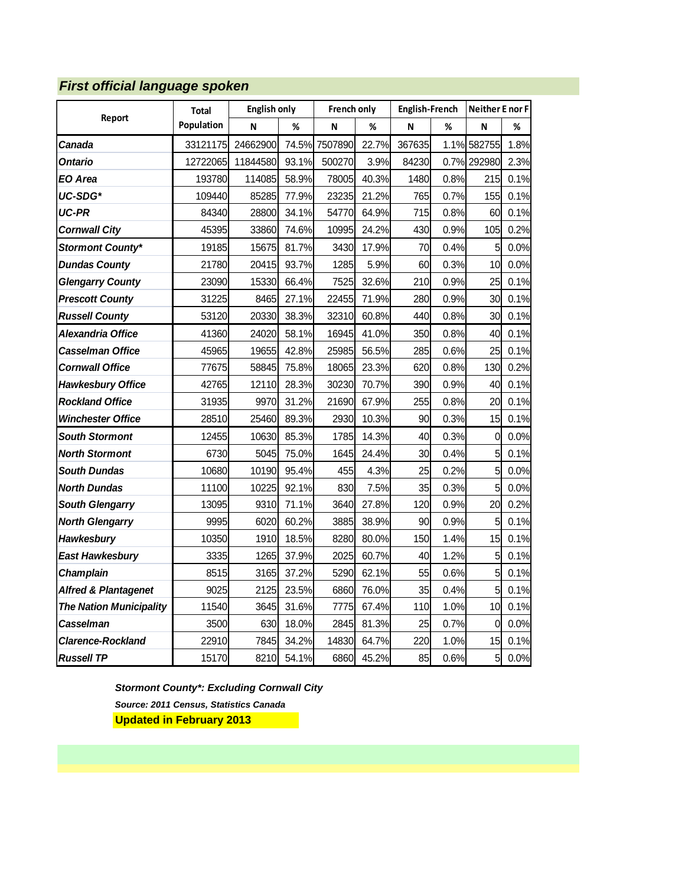## *First official language spoken*

| Report | Total Population | English only | | French only | | English-French | | Neither E nor F | |
|---|---|---|---|---|---|---|---|---|---|
| | | N | % | N | % | N | % | N | % |
| ***Canada*** | 33121175 | 24662900 | 74.5% | 7507890 | 22.7% | 367635 | 1.1% | 582755 | 1.8% |
| ***Ontario*** | 12722065 | 11844580 | 93.1% | 500270 | 3.9% | 84230 | 0.7% | 292980 | 2.3% |
| ***EO Area*** | 193780 | 114085 | 58.9% | 78005 | 40.3% | 1480 | 0.8% | 215 | 0.1% |
| ***UC-SDG**** | 109440 | 85285 | 77.9% | 23235 | 21.2% | 765 | 0.7% | 155 | 0.1% |
| ***UC-PR*** | 84340 | 28800 | 34.1% | 54770 | 64.9% | 715 | 0.8% | 60 | 0.1% |
| ***Cornwall City*** | 45395 | 33860 | 74.6% | 10995 | 24.2% | 430 | 0.9% | 105 | 0.2% |
| ***Stormont County**** | 19185 | 15675 | 81.7% | 3430 | 17.9% | 70 | 0.4% | 5 | 0.0% |
| ***Dundas County*** | 21780 | 20415 | 93.7% | 1285 | 5.9% | 60 | 0.3% | 10 | 0.0% |
| ***Glengarry County*** | 23090 | 15330 | 66.4% | 7525 | 32.6% | 210 | 0.9% | 25 | 0.1% |
| ***Prescott County*** | 31225 | 8465 | 27.1% | 22455 | 71.9% | 280 | 0.9% | 30 | 0.1% |
| ***Russell County*** | 53120 | 20330 | 38.3% | 32310 | 60.8% | 440 | 0.8% | 30 | 0.1% |
| ***Alexandria Office*** | 41360 | 24020 | 58.1% | 16945 | 41.0% | 350 | 0.8% | 40 | 0.1% |
| ***Casselman Office*** | 45965 | 19655 | 42.8% | 25985 | 56.5% | 285 | 0.6% | 25 | 0.1% |
| ***Cornwall Office*** | 77675 | 58845 | 75.8% | 18065 | 23.3% | 620 | 0.8% | 130 | 0.2% |
| ***Hawkesbury Office*** | 42765 | 12110 | 28.3% | 30230 | 70.7% | 390 | 0.9% | 40 | 0.1% |
| ***Rockland Office*** | 31935 | 9970 | 31.2% | 21690 | 67.9% | 255 | 0.8% | 20 | 0.1% |
| ***Winchester Office*** | 28510 | 25460 | 89.3% | 2930 | 10.3% | 90 | 0.3% | 15 | 0.1% |
| ***South Stormont*** | 12455 | 10630 | 85.3% | 1785 | 14.3% | 40 | 0.3% | 0 | 0.0% |
| ***North Stormont*** | 6730 | 5045 | 75.0% | 1645 | 24.4% | 30 | 0.4% | 5 | 0.1% |
| ***South Dundas*** | 10680 | 10190 | 95.4% | 455 | 4.3% | 25 | 0.2% | 5 | 0.0% |
| ***North Dundas*** | 11100 | 10225 | 92.1% | 830 | 7.5% | 35 | 0.3% | 5 | 0.0% |
| ***South Glengarry*** | 13095 | 9310 | 71.1% | 3640 | 27.8% | 120 | 0.9% | 20 | 0.2% |
| ***North Glengarry*** | 9995 | 6020 | 60.2% | 3885 | 38.9% | 90 | 0.9% | 5 | 0.1% |
| ***Hawkesbury*** | 10350 | 1910 | 18.5% | 8280 | 80.0% | 150 | 1.4% | 15 | 0.1% |
| ***East Hawkesbury*** | 3335 | 1265 | 37.9% | 2025 | 60.7% | 40 | 1.2% | 5 | 0.1% |
| ***Champlain*** | 8515 | 3165 | 37.2% | 5290 | 62.1% | 55 | 0.6% | 5 | 0.1% |
| ***Alfred & Plantagenet*** | 9025 | 2125 | 23.5% | 6860 | 76.0% | 35 | 0.4% | 5 | 0.1% |
| ***The Nation Municipality*** | 11540 | 3645 | 31.6% | 7775 | 67.4% | 110 | 1.0% | 10 | 0.1% |
| ***Casselman*** | 3500 | 630 | 18.0% | 2845 | 81.3% | 25 | 0.7% | 0 | 0.0% |
| ***Clarence-Rockland*** | 22910 | 7845 | 34.2% | 14830 | 64.7% | 220 | 1.0% | 15 | 0.1% |
| ***Russell TP*** | 15170 | 8210 | 54.1% | 6860 | 45.2% | 85 | 0.6% | 5 | 0.0% |

***Stormont County*: Excluding Cornwall City***

***Source: 2011 Census, Statistics Canada***

**Updated in February 2013**